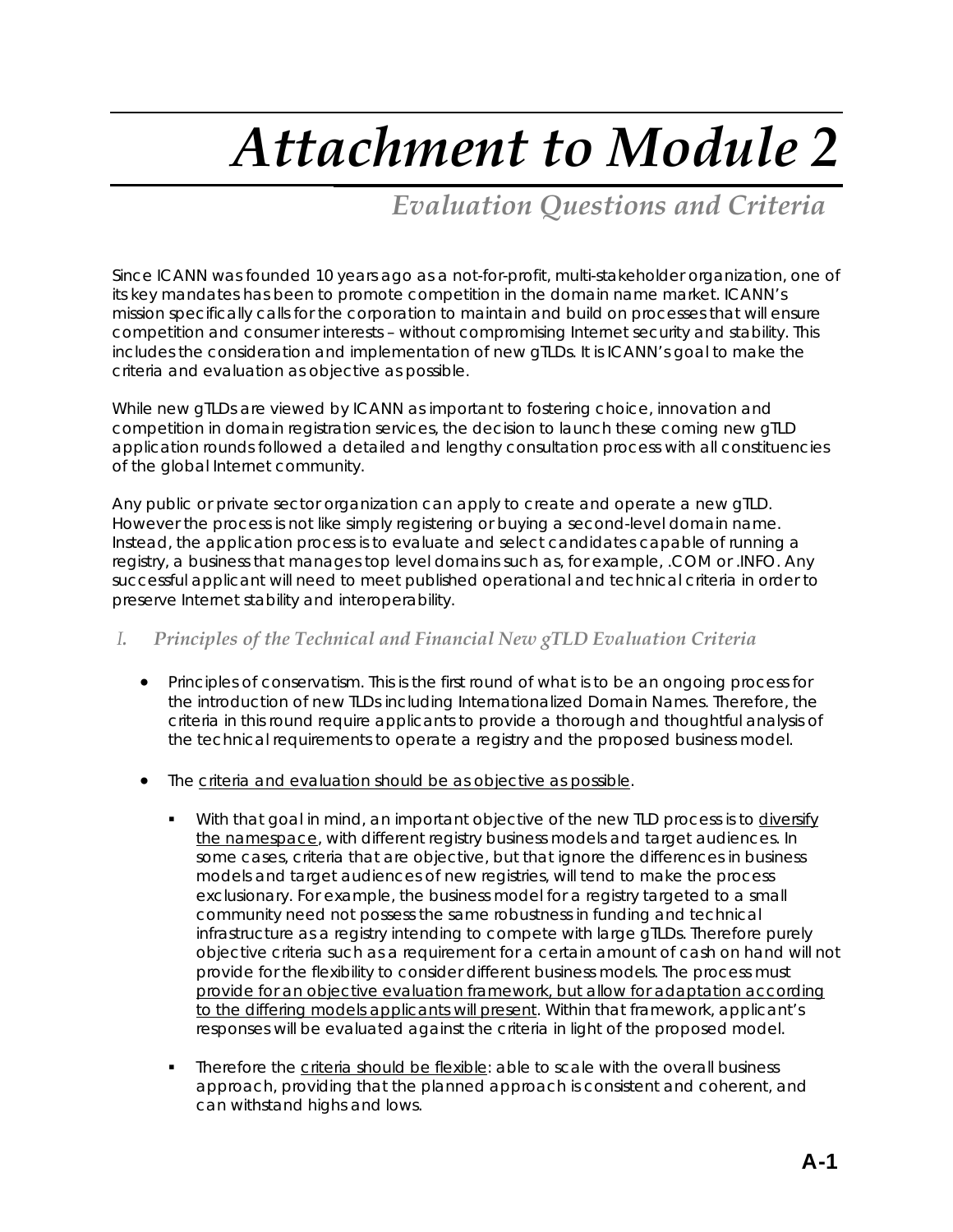# Attachment to Module 2

## Evaluation Questions and Criteria

Since ICANN was founded 10 years ago as a not-for-profit, multi-stakeholder organization, one of its key mandates has been to promote competition in the domain name market. ICANN's mission specifically calls for the corporation to maintain and build on processes that will ensure competition and consumer interests – without compromising Internet security and stability. This includes the consideration and implementation of new gTLDs. It is ICANN's goal to make the criteria and evaluation as objective as possible.

While new gTLDs are viewed by ICANN as important to fostering choice, innovation and competition in domain registration services, the decision to launch these coming new gTLD application rounds followed a detailed and lengthy consultation process with all constituencies of the global Internet community.

Any public or private sector organization can apply to create and operate a new gTLD. However the process is not like simply registering or buying a second-level domain name. Instead, the application process is to evaluate and select candidates capable of running a registry, a business that manages top level domains such as, for example, .COM or .INFO. Any successful applicant will need to meet published operational and technical criteria in order to preserve Internet stability and interoperability.

### I. Principles of the Technical and Financial New gTLD Evaluation Criteria

- Principles of conservatism. This is the first round of what is to be an ongoing process for the introduction of new TLDs including Internationalized Domain Names. Therefore, the criteria in this round require applicants to provide a thorough and thoughtful analysis of the technical requirements to operate a registry and the proposed business model.

- The <u>criteria and evaluation should be as objective as possible</u>.

  - With that goal in mind, an important objective of the new TLD process is to <u>diversify the namespace</u>, with different registry business models and target audiences. In some cases, criteria that are objective, but that ignore the differences in business models and target audiences of new registries, will tend to make the process exclusionary. For example, the business model for a registry targeted to a small community need not possess the same robustness in funding and technical infrastructure as a registry intending to compete with large gTLDs. Therefore purely objective criteria such as a requirement for a certain amount of cash on hand will not provide for the flexibility to consider different business models. The process must <u>provide for an objective evaluation framework, but allow for adaptation according to the differing models applicants will present</u>. Within that framework, applicant's responses will be evaluated against the criteria in light of the proposed model.

  - Therefore the <u>criteria should be flexible</u>: able to scale with the overall business approach, providing that the planned approach is consistent and coherent, and can withstand highs and lows.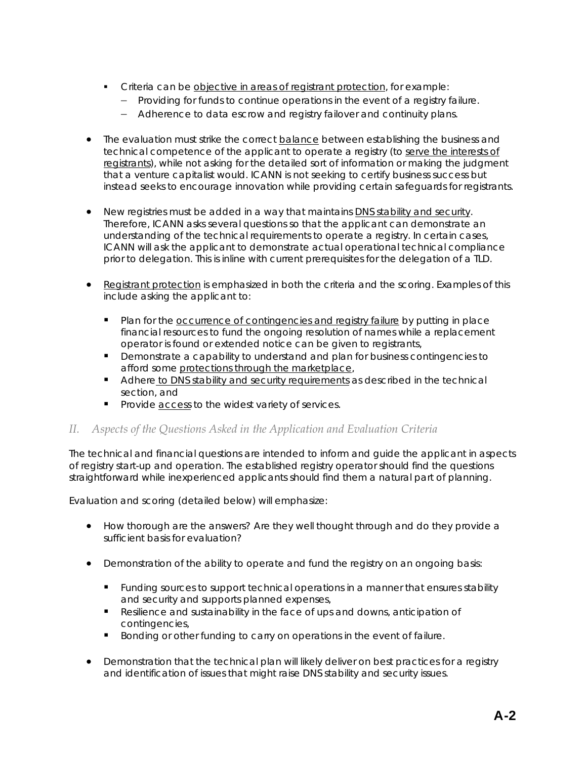- Criteria can be objective in areas of registrant protection, for example:
  - Providing for funds to continue operations in the event of a registry failure.
  - Adherence to data escrow and registry failover and continuity plans.

- The evaluation must strike the correct balance between establishing the business and technical competence of the applicant to operate a registry (to serve the interests of registrants), while not asking for the detailed sort of information or making the judgment that a venture capitalist would. ICANN is not seeking to certify business success but instead seeks to encourage innovation while providing certain safeguards for registrants.

- New registries must be added in a way that maintains DNS stability and security. Therefore, ICANN asks several questions so that the applicant can demonstrate an understanding of the technical requirements to operate a registry. In certain cases, ICANN will ask the applicant to demonstrate actual operational technical compliance prior to delegation. This is inline with current prerequisites for the delegation of a TLD.

- Registrant protection is emphasized in both the criteria and the scoring. Examples of this include asking the applicant to:

  - Plan for the occurrence of contingencies and registry failure by putting in place financial resources to fund the ongoing resolution of names while a replacement operator is found or extended notice can be given to registrants,
  - Demonstrate a capability to understand and plan for business contingencies to afford some protections through the marketplace,
  - Adhere to DNS stability and security requirements as described in the technical section, and
  - Provide access to the widest variety of services.

## *II. Aspects of the Questions Asked in the Application and Evaluation Criteria*

The technical and financial questions are intended to inform and guide the applicant in aspects of registry start-up and operation. The established registry operator should find the questions straightforward while inexperienced applicants should find them a natural part of planning.

Evaluation and scoring (detailed below) will emphasize:

- How thorough are the answers? Are they well thought through and do they provide a sufficient basis for evaluation?

- Demonstration of the ability to operate and fund the registry on an ongoing basis:

  - Funding sources to support technical operations in a manner that ensures stability and security and supports planned expenses,
  - Resilience and sustainability in the face of ups and downs, anticipation of contingencies,
  - Bonding or other funding to carry on operations in the event of failure.

- Demonstration that the technical plan will likely deliver on best practices for a registry and identification of issues that might raise DNS stability and security issues.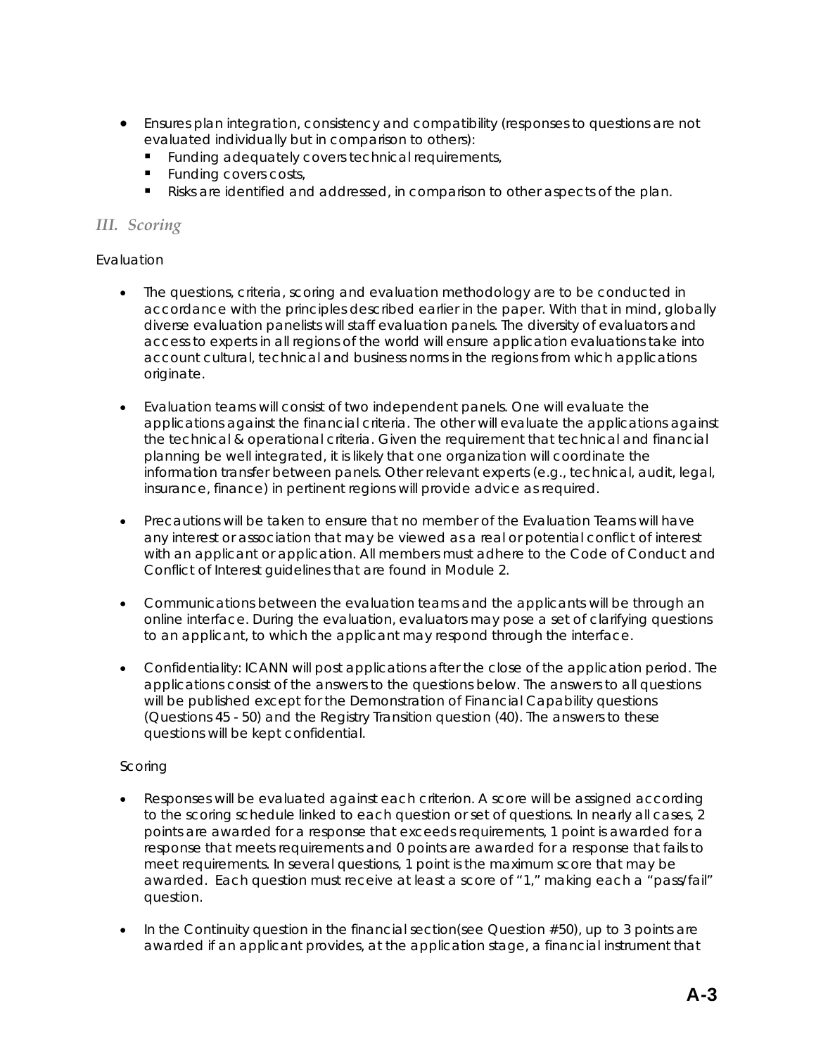- Ensures plan integration, consistency and compatibility (responses to questions are not evaluated individually but in comparison to others):
  - Funding adequately covers technical requirements,
  - Funding covers costs,
  - Risks are identified and addressed, in comparison to other aspects of the plan.

### *III. Scoring*

Evaluation

- The questions, criteria, scoring and evaluation methodology are to be conducted in accordance with the principles described earlier in the paper. With that in mind, globally diverse evaluation panelists will staff evaluation panels. The diversity of evaluators and access to experts in all regions of the world will ensure application evaluations take into account cultural, technical and business norms in the regions from which applications originate.

- Evaluation teams will consist of two independent panels. One will evaluate the applications against the financial criteria. The other will evaluate the applications against the technical & operational criteria. Given the requirement that technical and financial planning be well integrated, it is likely that one organization will coordinate the information transfer between panels. Other relevant experts (e.g., technical, audit, legal, insurance, finance) in pertinent regions will provide advice as required.

- Precautions will be taken to ensure that no member of the Evaluation Teams will have any interest or association that may be viewed as a real or potential conflict of interest with an applicant or application. All members must adhere to the Code of Conduct and Conflict of Interest guidelines that are found in Module 2.

- Communications between the evaluation teams and the applicants will be through an online interface. During the evaluation, evaluators may pose a set of clarifying questions to an applicant, to which the applicant may respond through the interface.

- Confidentiality: ICANN will post applications after the close of the application period. The applications consist of the answers to the questions below. The answers to all questions will be published except for the Demonstration of Financial Capability questions (Questions 45 - 50) and the Registry Transition question (40). The answers to these questions will be kept confidential.

Scoring

- Responses will be evaluated against each criterion. A score will be assigned according to the scoring schedule linked to each question or set of questions. In nearly all cases, 2 points are awarded for a response that exceeds requirements, 1 point is awarded for a response that meets requirements and 0 points are awarded for a response that fails to meet requirements. In several questions, 1 point is the maximum score that may be awarded. Each question must receive at least a score of "1," making each a "pass/fail" question.

- In the Continuity question in the financial section(see Question #50), up to 3 points are awarded if an applicant provides, at the application stage, a financial instrument that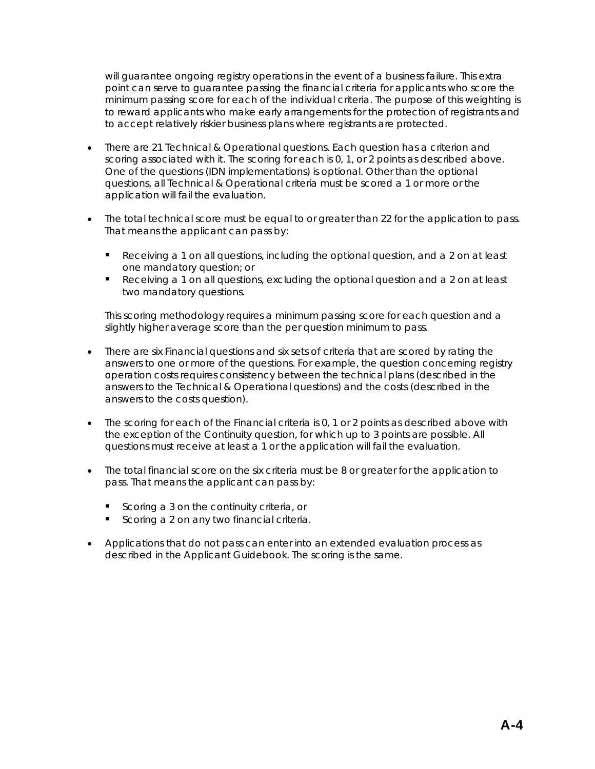will guarantee ongoing registry operations in the event of a business failure. This extra point can serve to guarantee passing the financial criteria for applicants who score the minimum passing score for each of the individual criteria. The purpose of this weighting is to reward applicants who make early arrangements for the protection of registrants and to accept relatively riskier business plans where registrants are protected.

- There are 21 Technical & Operational questions. Each question has a criterion and scoring associated with it. The scoring for each is 0, 1, or 2 points as described above. One of the questions (IDN implementations) is optional. Other than the optional questions, all Technical & Operational criteria must be scored a 1 or more or the application will fail the evaluation.

- The total technical score must be equal to or greater than 22 for the application to pass. That means the applicant can pass by:

  - Receiving a 1 on all questions, including the optional question, and a 2 on at least one mandatory question; or
  - Receiving a 1 on all questions, excluding the optional question and a 2 on at least two mandatory questions.

  This scoring methodology requires a minimum passing score for each question and a slightly higher average score than the per question minimum to pass.

- There are six Financial questions and six sets of criteria that are scored by rating the answers to one or more of the questions. For example, the question concerning registry operation costs requires consistency between the technical plans (described in the answers to the Technical & Operational questions) and the costs (described in the answers to the costs question).

- The scoring for each of the Financial criteria is 0, 1 or 2 points as described above with the exception of the Continuity question, for which up to 3 points are possible. All questions must receive at least a 1 or the application will fail the evaluation.

- The total financial score on the six criteria must be 8 or greater for the application to pass. That means the applicant can pass by:

  - Scoring a 3 on the continuity criteria, or
  - Scoring a 2 on any two financial criteria.

- Applications that do not pass can enter into an extended evaluation process as described in the Applicant Guidebook. The scoring is the same.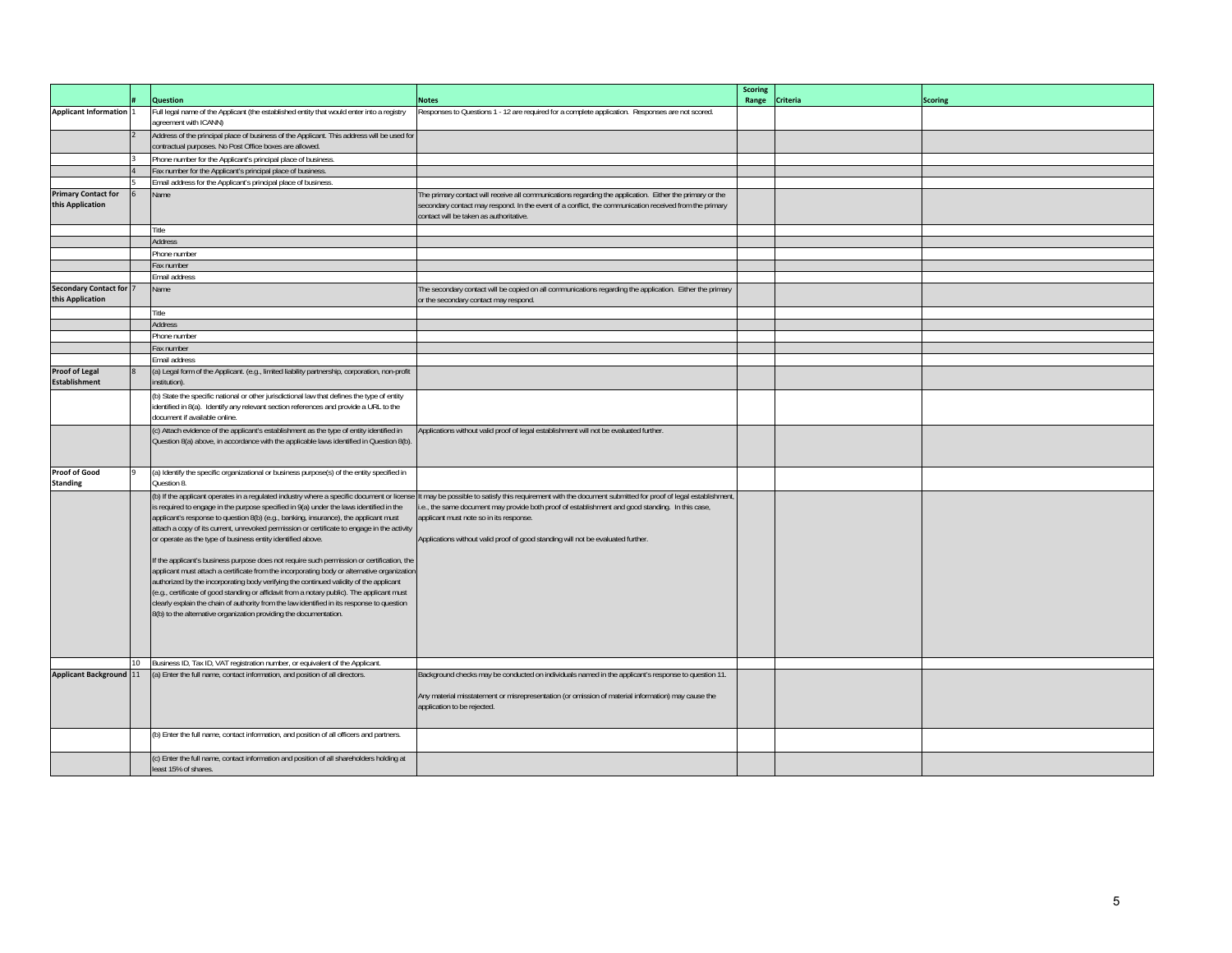| | # | Question | Notes | Scoring Range | Criteria | Scoring |
|---|---|---|---|---|---|---|
| **Applicant Information** | 1 | Full legal name of the Applicant (the established entity that would enter into a registry agreement with ICANN) | Responses to Questions 1 - 12 are required for a complete application. Responses are not scored. | | | |
| | 2 | Address of the principal place of business of the Applicant. This address will be used for contractual purposes. No Post Office boxes are allowed. | | | | |
| | 3 | Phone number for the Applicant's principal place of business. | | | | |
| | 4 | Fax number for the Applicant's principal place of business. | | | | |
| | 5 | Email address for the Applicant's principal place of business. | | | | |
| **Primary Contact for this Application** | 6 | Name | The primary contact will receive all communications regarding the application. Either the primary or the secondary contact may respond. In the event of a conflict, the communication received from the primary contact will be taken as authoritative. | | | |
| | | Title | | | | |
| | | Address | | | | |
| | | Phone number | | | | |
| | | Fax number | | | | |
| | | Email address | | | | |
| **Secondary Contact for this Application** | 7 | Name | The secondary contact will be copied on all communications regarding the application. Either the primary or the secondary contact may respond. | | | |
| | | Title | | | | |
| | | Address | | | | |
| | | Phone number | | | | |
| | | Fax number | | | | |
| | | Email address | | | | |
| **Proof of Legal Establishment** | 8 | (a) Legal form of the Applicant. (e.g., limited liability partnership, corporation, non-profit institution). | | | | |
| | | (b) State the specific national or other jurisdictional law that defines the type of entity identified in 8(a). Identify any relevant section references and provide a URL to the document if available online. | | | | |
| | | (c) Attach evidence of the applicant's establishment as the type of entity identified in Question 8(a) above, in accordance with the applicable laws identified in Question 8(b). | Applications without valid proof of legal establishment will not be evaluated further. | | | |
| **Proof of Good Standing** | 9 | (a) Identify the specific organizational or business purpose(s) of the entity specified in Question 8. | | | | |
| | | (b) If the applicant operates in a regulated industry where a specific document or license is required to engage in the purpose specified in 9(a) under the laws identified in the applicant's response to question 8(b) (e.g., banking, insurance), the applicant must attach a copy of its current, unrevoked permission or certificate to engage in the activity or operate as the type of business entity identified above.<br><br>If the applicant's business purpose does not require such permission or certification, the applicant must attach a certificate from the incorporating body or alternative organization authorized by the incorporating body verifying the continued validity of the applicant (e.g., certificate of good standing or affidavit from a notary public). The applicant must clearly explain the chain of authority from the law identified in its response to question 8(b) to the alternative organization providing the documentation. | It may be possible to satisfy this requirement with the document submitted for proof of legal establishment, i.e., the same document may provide both proof of establishment and good standing. In this case, applicant must note so in its response.<br><br>Applications without valid proof of good standing will not be evaluated further. | | | |
| | 10 | Business ID, Tax ID, VAT registration number, or equivalent of the Applicant. | | | | |
| **Applicant Background** | 11 | (a) Enter the full name, contact information, and position of all directors. | Background checks may be conducted on individuals named in the applicant's response to question 11.<br><br>Any material misstatement or misrepresentation (or omission of material information) may cause the application to be rejected. | | | |
| | | (b) Enter the full name, contact information, and position of all officers and partners. | | | | |
| | | (c) Enter the full name, contact information and position of all shareholders holding at least 15% of shares. | | | | |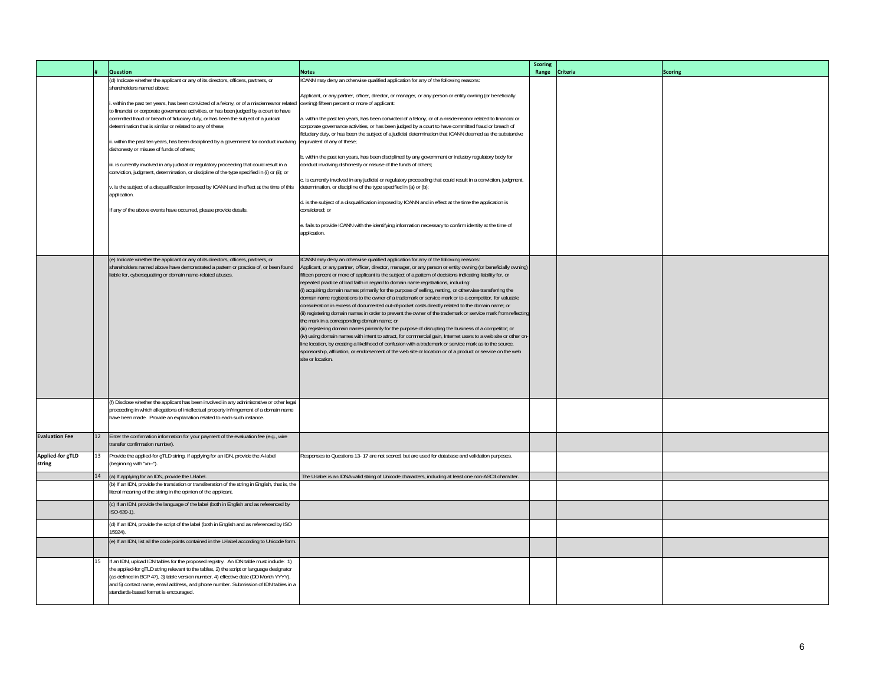| | # | Question | Notes | Scoring Range | Criteria | Scoring |
|---|---|---|---|---|---|---|
| | | (d) Indicate whether the applicant or any of its directors, officers, partners, or shareholders named above:<br><br>i. within the past ten years, has been convicted of a felony, or of a misdemeanor related to financial or corporate governance activities, or has been judged by a court to have committed fraud or breach of fiduciary duty, or has been the subject of a judicial determination that is similar or related to any of these;<br><br>ii. within the past ten years, has been disciplined by a government for conduct involving dishonesty or misuse of funds of others;<br><br>iii. is currently involved in any judicial or regulatory proceeding that could result in a conviction, judgment, determination, or discipline of the type specified in (i) or (ii); or<br><br>v. is the subject of a disqualification imposed by ICANN and in effect at the time of this application.<br><br>If any of the above events have occurred, please provide details. | ICANN may deny an otherwise qualified application for any of the following reasons:<br><br>Applicant, or any partner, officer, director, or manager, or any person or entity owning (or beneficially owning) fifteen percent or more of applicant:<br><br>a. within the past ten years, has been convicted of a felony, or of a misdemeanor related to financial or corporate governance activities, or has been judged by a court to have committed fraud or breach of fiduciary duty, or has been the subject of a judicial determination that ICANN deemed as the substantive equivalent of any of these;<br><br>b. within the past ten years, has been disciplined by any government or industry regulatory body for conduct involving dishonesty or misuse of the funds of others;<br><br>c. is currently involved in any judicial or regulatory proceeding that could result in a conviction, judgment, determination, or discipline of the type specified in (a) or (b);<br><br>d. is the subject of a disqualification imposed by ICANN and in effect at the time the application is considered; or<br><br>e. fails to provide ICANN with the identifying information necessary to confirm identity at the time of application. | | | |
| | | (e) Indicate whether the applicant or any of its directors, officers, partners, or shareholders named above have demonstrated a pattern or practice of, or been found liable for, cybersquatting or domain name-related abuses. | ICANN may deny an otherwise qualified application for any of the following reasons:<br>Applicant, or any partner, officer, director, manager, or any person or entity owning (or beneficially owning) fifteen percent or more of applicant is the subject of a pattern of decisions indicating liability for, or repeated practice of bad faith in regard to domain name registrations, including:<br>(i) acquiring domain names primarily for the purpose of selling, renting, or otherwise transferring the domain name registrations to the owner of a trademark or service mark or to a competitor, for valuable consideration in excess of documented out-of-pocket costs directly related to the domain name; or<br>(ii) registering domain names in order to prevent the owner of the trademark or service mark from reflecting the mark in a corresponding domain name; or<br>(iii) registering domain names primarily for the purpose of disrupting the business of a competitor; or<br>(iv) using domain names with intent to attract, for commercial gain, Internet users to a web site or other on-line location, by creating a likelihood of confusion with a trademark or service mark as to the source, sponsorship, affiliation, or endorsement of the web site or location or of a product or service on the web site or location. | | | |
| | | (f) Disclose whether the applicant has been involved in any administrative or other legal proceeding in which allegations of intellectual property infringement of a domain name have been made. Provide an explanation related to each such instance. | | | | |
| **Evaluation Fee** | 12 | Enter the confirmation information for your payment of the evaluation fee (e.g., wire transfer confirmation number). | | | | |
| **Applied-for gTLD string** | 13 | Provide the applied-for gTLD string. If applying for an IDN, provide the A-label (beginning with "xn--"). | Responses to Questions 13- 17 are not scored, but are used for database and validation purposes. | | | |
| | 14 | (a) If applying for an IDN, provide the U-label. | The U-label is an IDNA-valid string of Unicode characters, including at least one non-ASCII character. | | | |
| | | (b) If an IDN, provide the translation or transliteration of the string in English, that is, the literal meaning of the string in the opinion of the applicant. | | | | |
| | | (c) If an IDN, provide the language of the label (both in English and as referenced by ISO-639-1). | | | | |
| | | (d) If an IDN, provide the script of the label (both in English and as referenced by ISO 15924). | | | | |
| | | (e) If an IDN, list all the code points contained in the U-label according to Unicode form. | | | | |
| | 15 | If an IDN, upload IDN tables for the proposed registry. An IDN table must include: 1) the applied-for gTLD string relevant to the tables, 2) the script or language designator (as defined in BCP 47), 3) table version number, 4) effective date (DD Month YYYY), and 5) contact name, email address, and phone number. Submission of IDN tables in a standards-based format is encouraged. | | | | |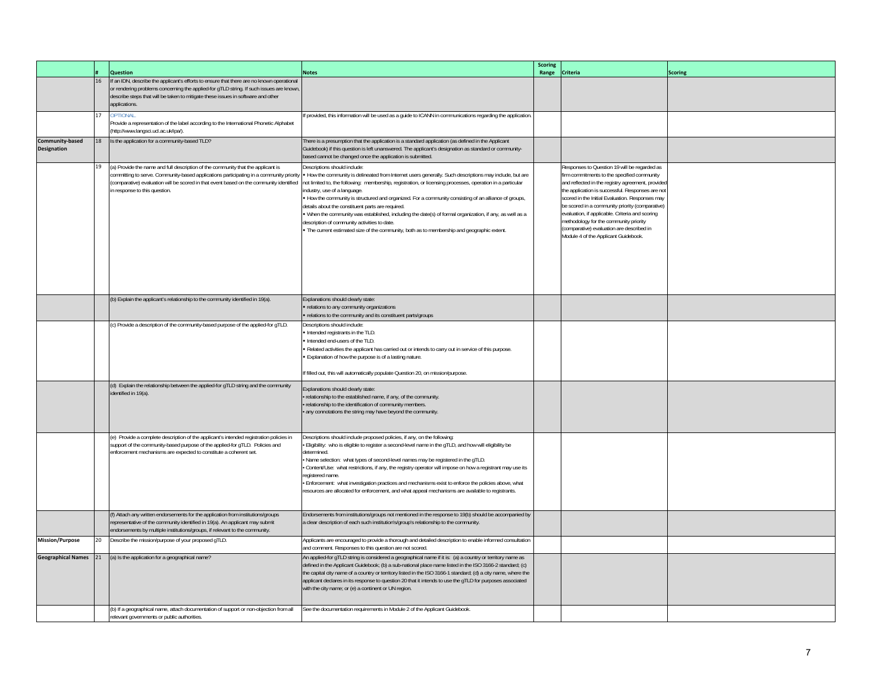| | # | Question | Notes | Scoring Range | Criteria | Scoring |
|---|---|---|---|---|---|---|
| | 16 | If an IDN, describe the applicant's efforts to ensure that there are no known operational or rendering problems concerning the applied-for gTLD string. If such issues are known, describe steps that will be taken to mitigate these issues in software and other applications. | | | | |
| | 17 | OPTIONAL.<br>Provide a representation of the label according to the International Phonetic Alphabet (http://www.langsci.ucl.ac.uk/ipa/). | If provided, this information will be used as a guide to ICANN in communications regarding the application. | | | |
| **Community-based Designation** | 18 | Is the application for a community-based TLD? | There is a presumption that the application is a standard application (as defined in the Applicant Guidebook) if this question is left unanswered. The applicant's designation as standard or community-based cannot be changed once the application is submitted. | | | |
| | 19 | (a) Provide the name and full description of the community that the applicant is committing to serve. Community-based applications participating in a community priority (comparative) evaluation will be scored in that event based on the community identified in response to this question. | Descriptions should include:<br>• How the community is delineated from Internet users generally. Such descriptions may include, but are not limited to, the following: membership, registration, or licensing processes, operation in a particular industry, use of a language.<br>• How the community is structured and organized. For a community consisting of an alliance of groups, details about the constituent parts are required.<br>• When the community was established, including the date(s) of formal organization, if any, as well as a description of community activities to date.<br>• The current estimated size of the community, both as to membership and geographic extent. | | Responses to Question 19 will be regarded as firm commitments to the specified community and reflected in the registry agreement, provided the application is successful. Responses are not scored in the Initial Evaluation. Responses may be scored in a community priority (comparative) evaluation, if applicable. Criteria and scoring methodology for the community priority (comparative) evaluation are described in Module 4 of the Applicant Guidebook. | |
| | | (b) Explain the applicant's relationship to the community identified in 19(a). | Explanations should clearly state:<br>• relations to any community organizations<br>• relations to the community and its constituent parts/groups | | | |
| | | (c) Provide a description of the community-based purpose of the applied-for gTLD. | Descriptions should include:<br>• Intended registrants in the TLD.<br>• Intended end-users of the TLD.<br>• Related activities the applicant has carried out or intends to carry out in service of this purpose.<br>• Explanation of how the purpose is of a lasting nature.<br><br>If filled out, this will automatically populate Question 20, on mission/purpose. | | | |
| | | (d) Explain the relationship between the applied-for gTLD string and the community identified in 19(a). | Explanations should clearly state:<br>• relationship to the established name, if any, of the community.<br>• relationship to the identification of community members.<br>• any connotations the string may have beyond the community. | | | |
| | | (e) Provide a complete description of the applicant's intended registration policies in support of the community-based purpose of the applied-for gTLD. Policies and enforcement mechanisms are expected to constitute a coherent set. | Descriptions should include proposed policies, if any, on the following:<br>• Eligibility: who is eligible to register a second-level name in the gTLD, and how will eligibility be determined.<br>• Name selection: what types of second-level names may be registered in the gTLD.<br>• Content/Use: what restrictions, if any, the registry operator will impose on how a registrant may use its registered name.<br>• Enforcement: what investigation practices and mechanisms exist to enforce the policies above, what resources are allocated for enforcement, and what appeal mechanisms are available to registrants. | | | |
| | | (f) Attach any written endorsements for the application from institutions/groups representative of the community identified in 19(a). An applicant may submit endorsements by multiple institutions/groups, if relevant to the community. | Endorsements from institutions/groups not mentioned in the response to 19(b) should be accompanied by a clear description of each such institution's/group's relationship to the community. | | | |
| **Mission/Purpose** | 20 | Describe the mission/purpose of your proposed gTLD. | Applicants are encouraged to provide a thorough and detailed description to enable informed consultation and comment. Responses to this question are not scored. | | | |
| **Geographical Names** | 21 | (a) Is the application for a geographical name? | An applied-for gTLD string is considered a geographical name if it is: (a) a country or territory name as defined in the Applicant Guidebook; (b) a sub-national place name listed in the ISO 3166-2 standard; (c) the capital city name of a country or territory listed in the ISO 3166-1 standard; (d) a city name, where the applicant declares in its response to question 20 that it intends to use the gTLD for purposes associated with the city name; or (e) a continent or UN region. | | | |
| | | (b) If a geographical name, attach documentation of support or non-objection from all relevant governments or public authorities. | See the documentation requirements in Module 2 of the Applicant Guidebook. | | | |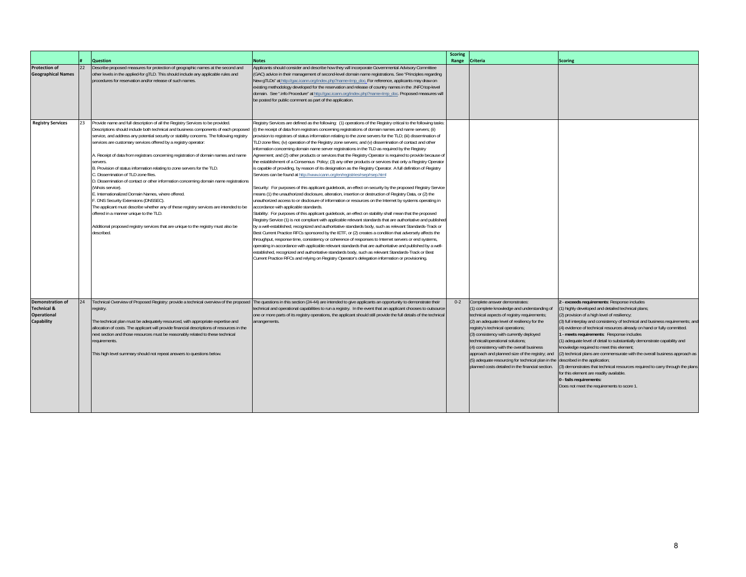|  | # | Question | Notes | Scoring Range | Criteria | Scoring |
|---|---|---|---|---|---|---|
| **Protection of Geographical Names** | 22 | Describe proposed measures for protection of geographic names at the second and other levels in the applied-for gTLD. This should include any applicable rules and procedures for reservation and/or release of such names. | Applicants should consider and describe how they will incorporate Governmental Advisory Committee (GAC) advice in their management of second-level domain name registrations. See "Principles regarding New gTLDs" at http://gac.icann.org/index.php?name=Imp_doc. For reference, applicants may draw on existing methodology developed for the reservation and release of country names in the .INFO top-level domain. See ".info Procedure" at http://gac.icann.org/index.php?name=Imp_doc. Proposed measures will be posted for public comment as part of the application. |  |  |  |
| **Registry Services** | 23 | Provide name and full description of all the Registry Services to be provided. Descriptions should include both technical and business components of each proposed service, and address any potential security or stability concerns. The following registry services are customary services offered by a registry operator:<br><br>A. Receipt of data from registrars concerning registration of domain names and name servers.<br>B. Provision of status information relating to zone servers for the TLD.<br>C. Dissemination of TLD zone files.<br>D. Dissemination of contact or other information concerning domain name registrations (Whois service).<br>E. Internationalized Domain Names, where offered.<br>F. DNS Security Extensions (DNSSEC).<br>The applicant must describe whether any of these registry services are intended to be offered in a manner unique to the TLD.<br><br>Additional proposed registry services that are unique to the registry must also be described. | Registry Services are defined as the following: (1) operations of the Registry critical to the following tasks: (i) the receipt of data from registrars concerning registrations of domain names and name servers; (ii) provision to registrars of status information relating to the zone servers for the TLD; (iii) dissemination of TLD zone files; (iv) operation of the Registry zone servers; and (v) dissemination of contact and other information concerning domain name server registrations in the TLD as required by the Registry Agreement; and (2) other products or services that the Registry Operator is required to provide because of the establishment of a Consensus Policy; (3) any other products or services that only a Registry Operator is capable of providing, by reason of its designation as the Registry Operator. A full definition of Registry Services can be found at http://www.icann.org/en/registries/rsep/rsep.html<br><br>Security: For purposes of this applicant guidebook, an effect on security by the proposed Registry Service means (1) the unauthorized disclosure, alteration, insertion or destruction of Registry Data, or (2) the unauthorized access to or disclosure of information or resources on the Internet by systems operating in accordance with applicable standards.<br>Stability: For purposes of this applicant guidebook, an effect on stability shall mean that the proposed Registry Service (1) is not compliant with applicable relevant standards that are authoritative and published by a well-established, recognized and authoritative standards body, such as relevant Standards-Track or Best Current Practice RFCs sponsored by the IETF, or (2) creates a condition that adversely affects the throughput, response time, consistency or coherence of responses to Internet servers or end systems, operating in accordance with applicable relevant standards that are authoritative and published by a well-established, recognized and authoritative standards body, such as relevant Standards-Track or Best Current Practice RFCs and relying on Registry Operator's delegation information or provisioning. |  |  |  |
| **Demonstration of Technical & Operational Capability** | 24 | Technical Overview of Proposed Registry: provide a technical overview of the proposed registry.<br><br>The technical plan must be adequately resourced, with appropriate expertise and allocation of costs. The applicant will provide financial descriptions of resources in the next section and those resources must be reasonably related to these technical requirements.<br><br>This high level summary should not repeat answers to questions below. | The questions in this section (24-44) are intended to give applicants an opportunity to demonstrate their technical and operational capabilities to run a registry. In the event that an applicant chooses to outsource one or more parts of its registry operations, the applicant should still provide the full details of the technical arrangements. | 0-2 | Complete answer demonstrates:<br>(1) complete knowledge and understanding of technical aspects of registry requirements;<br>(2) an adequate level of resiliency for the registry's technical operations;<br>(3) consistency with currently deployed technical/operational solutions;<br>(4) consistency with the overall business approach and planned size of the registry; and<br>(5) adequate resourcing for technical plan in the planned costs detailed in the financial section. | **2 - exceeds requirements**: Response includes<br>(1) highly developed and detailed technical plans;<br>(2) provision of a high level of resiliency;<br>(3) full interplay and consistency of technical and business requirements; and<br>(4) evidence of technical resources already on hand or fully committed.<br>**1 - meets requirements**: Response includes<br>(1) adequate level of detail to substantially demonstrate capability and knowledge required to meet this element;<br>(2) technical plans are commensurate with the overall business approach as described in the application;<br>(3) demonstrates that technical resources required to carry through the plans for this element are readily available.<br>**0 - fails requirements:**<br>Does not meet the requirements to score 1. |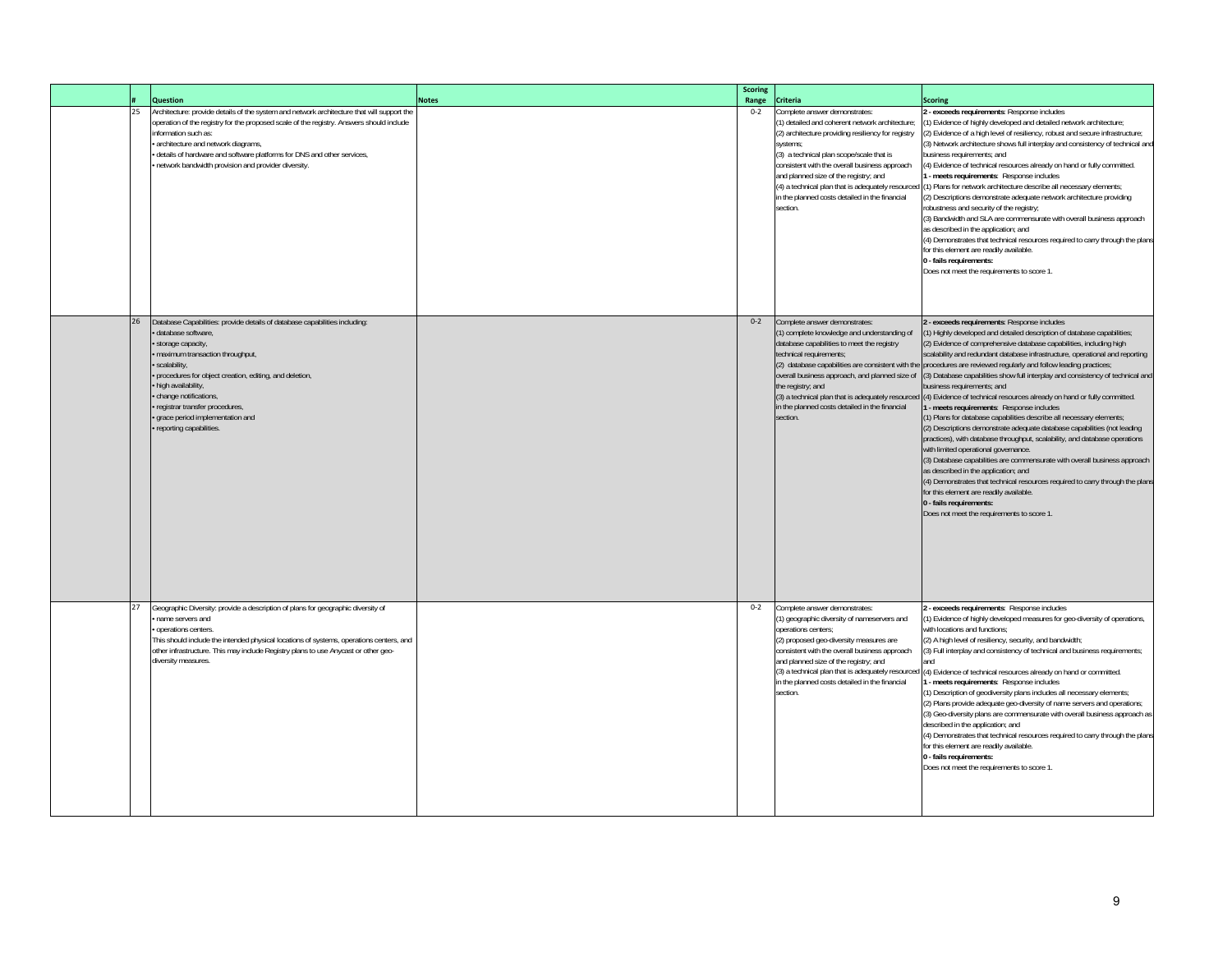| | # | Question | Notes | Scoring Range | Criteria | Scoring |
|---|---|---|---|---|---|---|
| | 25 | Architecture: provide details of the system and network architecture that will support the operation of the registry for the proposed scale of the registry. Answers should include information such as:<br>• architecture and network diagrams,<br>• details of hardware and software platforms for DNS and other services,<br>• network bandwidth provision and provider diversity. | | 0-2 | Complete answer demonstrates:<br>(1) detailed and coherent network architecture;<br>(2) architecture providing resiliency for registry systems;<br>(3) a technical plan scope/scale that is consistent with the overall business approach and planned size of the registry; and<br>(4) a technical plan that is adequately resourced in the planned costs detailed in the financial section. | **2 - exceeds requirements**: Response includes<br>(1) Evidence of highly developed and detailed network architecture;<br>(2) Evidence of a high level of resiliency, robust and secure infrastructure;<br>(3) Network architecture shows full interplay and consistency of technical and business requirements; and<br>(4) Evidence of technical resources already on hand or fully committed.<br>**1 - meets requirements**: Response includes<br>(1) Plans for network architecture describe all necessary elements;<br>(2) Descriptions demonstrate adequate network architecture providing robustness and security of the registry;<br>(3) Bandwidth and SLA are commensurate with overall business approach as described in the application; and<br>(4) Demonstrates that technical resources required to carry through the plans for this element are readily available.<br>**0 - fails requirements:**<br>Does not meet the requirements to score 1. |
| | 26 | Database Capabilities: provide details of database capabilities including:<br>• database software,<br>• storage capacity,<br>• maximum transaction throughput,<br>• scalability,<br>• procedures for object creation, editing, and deletion,<br>• high availability,<br>• change notifications,<br>• registrar transfer procedures,<br>• grace period implementation and<br>• reporting capabilities. | | 0-2 | Complete answer demonstrates:<br>(1) complete knowledge and understanding of database capabilities to meet the registry technical requirements;<br>(2) database capabilities are consistent with the overall business approach, and planned size of the registry; and<br>(3) a technical plan that is adequately resourced in the planned costs detailed in the financial section. | **2 - exceeds requirements**: Response includes<br>(1) Highly developed and detailed description of database capabilities;<br>(2) Evidence of comprehensive database capabilities, including high scalability and redundant database infrastructure, operational and reporting procedures are reviewed regularly and follow leading practices;<br>(3) Database capabilities show full interplay and consistency of technical and business requirements; and<br>(4) Evidence of technical resources already on hand or fully committed.<br>**1 - meets requirements**: Response includes<br>(1) Plans for database capabilities describe all necessary elements;<br>(2) Descriptions demonstrate adequate database capabilities (not leading practices), with database throughput, scalability, and database operations with limited operational governance.<br>(3) Database capabilities are commensurate with overall business approach as described in the application; and<br>(4) Demonstrates that technical resources required to carry through the plans for this element are readily available.<br>**0 - fails requirements:**<br>Does not meet the requirements to score 1. |
| | 27 | Geographic Diversity: provide a description of plans for geographic diversity of<br>• name servers and<br>• operations centers.<br>This should include the intended physical locations of systems, operations centers, and other infrastructure. This may include Registry plans to use Anycast or other geo-diversity measures. | | 0-2 | Complete answer demonstrates:<br>(1) geographic diversity of nameservers and operations centers;<br>(2) proposed geo-diversity measures are consistent with the overall business approach and planned size of the registry; and<br>(3) a technical plan that is adequately resourced in the planned costs detailed in the financial section. | **2 - exceeds requirements**: Response includes<br>(1) Evidence of highly developed measures for geo-diversity of operations, with locations and functions;<br>(2) A high level of resiliency, security, and bandwidth;<br>(3) Full interplay and consistency of technical and business requirements; and<br>(4) Evidence of technical resources already on hand or committed.<br>**1 - meets requirements**: Response includes<br>(1) Description of geodiversity plans includes all necessary elements;<br>(2) Plans provide adequate geo-diversity of name servers and operations;<br>(3) Geo-diversity plans are commensurate with overall business approach as described in the application; and<br>(4) Demonstrates that technical resources required to carry through the plans for this element are readily available.<br>**0 - fails requirements:**<br>Does not meet the requirements to score 1. |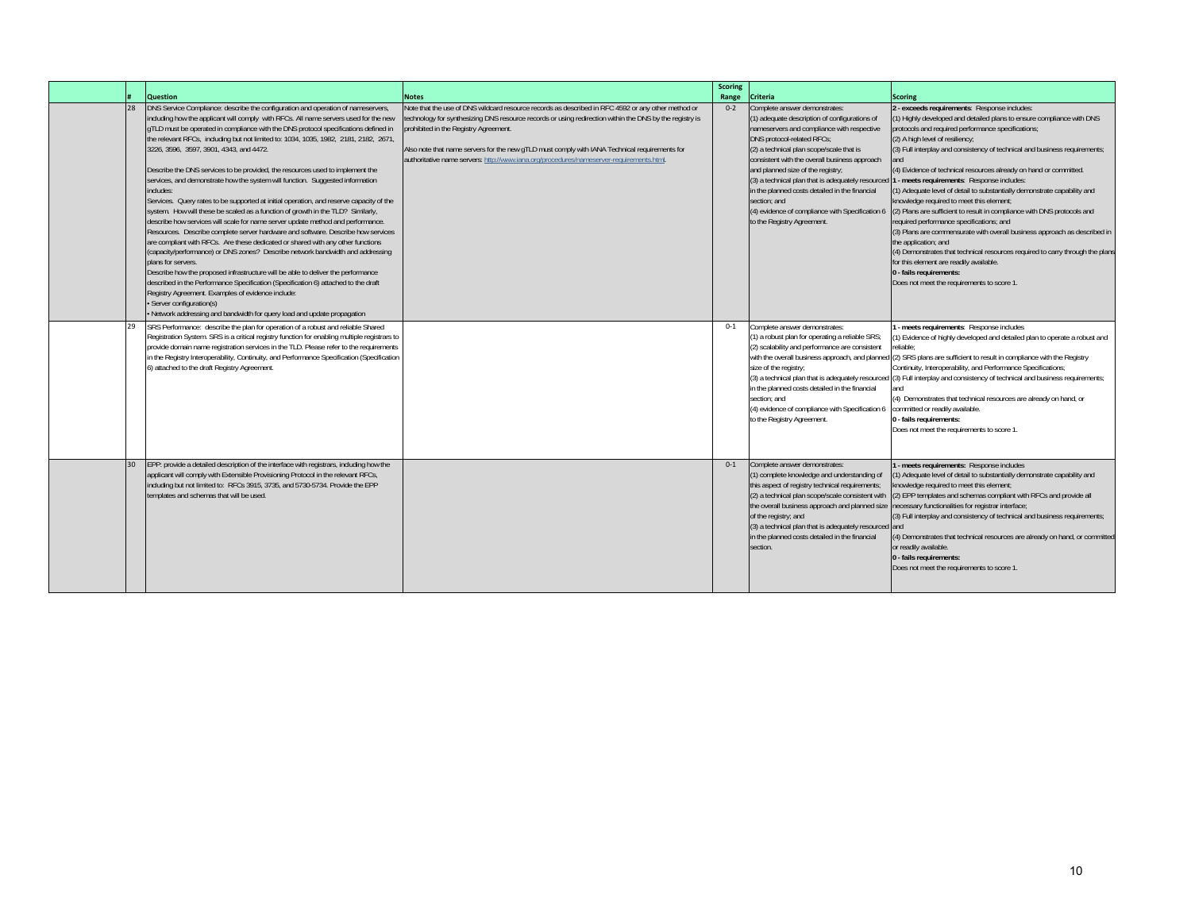| | # | Question | Notes | Scoring Range | Criteria | Scoring |
|---|---|---|---|---|---|---|
| | 28 | DNS Service Compliance: describe the configuration and operation of nameservers, including how the applicant will comply with RFCs. All name servers used for the new gTLD must be operated in compliance with the DNS protocol specifications defined in the relevant RFCs, including but not limited to: 1034, 1035, 1982, 2181, 2182, 2671, 3226, 3596, 3597, 3901, 4343, and 4472.<br><br>Describe the DNS services to be provided, the resources used to implement the services, and demonstrate how the system will function. Suggested information includes:<br>Services. Query rates to be supported at initial operation, and reserve capacity of the system. How will these be scaled as a function of growth in the TLD? Similarly, describe how services will scale for name server update method and performance.<br>Resources. Describe complete server hardware and software. Describe how services are compliant with RFCs. Are these dedicated or shared with any other functions (capacity/performance) or DNS zones? Describe network bandwidth and addressing plans for servers.<br>Describe how the proposed infrastructure will be able to deliver the performance described in the Performance Specification (Specification 6) attached to the draft Registry Agreement. Examples of evidence include:<br>• Server configuration(s)<br>• Network addressing and bandwidth for query load and update propagation | Note that the use of DNS wildcard resource records as described in RFC 4592 or any other method or technology for synthesizing DNS resource records or using redirection within the DNS by the registry is prohibited in the Registry Agreement.<br><br>Also note that name servers for the new gTLD must comply with IANA Technical requirements for authoritative name servers: http://www.iana.org/procedures/nameserver-requirements.html. | 0-2 | Complete answer demonstrates:<br>(1) adequate description of configurations of nameservers and compliance with respective DNS protocol-related RFCs;<br>(2) a technical plan scope/scale that is consistent with the overall business approach and planned size of the registry;<br>(3) a technical plan that is adequately resourced in the planned costs detailed in the financial section; and<br>(4) evidence of compliance with Specification 6 to the Registry Agreement. | **2 - exceeds requirements**: Response includes:<br>(1) Highly developed and detailed plans to ensure compliance with DNS protocols and required performance specifications;<br>(2) A high level of resiliency;<br>(3) Full interplay and consistency of technical and business requirements; and<br>(4) Evidence of technical resources already on hand or committed.<br>**1 - meets requirements**: Response includes:<br>(1) Adequate level of detail to substantially demonstrate capability and knowledge required to meet this element;<br>(2) Plans are sufficient to result in compliance with DNS protocols and required performance specifications; and<br>(3) Plans are commensurate with overall business approach as described in the application; and<br>(4) Demonstrates that technical resources required to carry through the plans for this element are readily available.<br>**0 - fails requirements:**<br>Does not meet the requirements to score 1. |
| | 29 | SRS Performance: describe the plan for operation of a robust and reliable Shared Registration System. SRS is a critical registry function for enabling multiple registrars to provide domain name registration services in the TLD. Please refer to the requirements in the Registry Interoperability, Continuity, and Performance Specification (Specification 6) attached to the draft Registry Agreement. | | 0-1 | Complete answer demonstrates:<br>(1) a robust plan for operating a reliable SRS;<br>(2) scalability and performance are consistent with the overall business approach, and planned size of the registry;<br>(3) a technical plan that is adequately resourced in the planned costs detailed in the financial section; and<br>(4) evidence of compliance with Specification 6 to the Registry Agreement. | **1 - meets requirements**: Response includes<br>(1) Evidence of highly developed and detailed plan to operate a robust and reliable;<br>(2) SRS plans are sufficient to result in compliance with the Registry Continuity, Interoperability, and Performance Specifications;<br>(3) Full interplay and consistency of technical and business requirements; and<br>(4) Demonstrates that technical resources are already on hand, or committed or readily available.<br>**0 - fails requirements:**<br>Does not meet the requirements to score 1. |
| | 30 | EPP: provide a detailed description of the interface with registrars, including how the applicant will comply with Extensible Provisioning Protocol in the relevant RFCs, including but not limited to: RFCs 3915, 3735, and 5730-5734. Provide the EPP templates and schemas that will be used. | | 0-1 | Complete answer demonstrates:<br>(1) complete knowledge and understanding of this aspect of registry technical requirements;<br>(2) a technical plan scope/scale consistent with the overall business approach and planned size of the registry; and<br>(3) a technical plan that is adequately resourced in the planned costs detailed in the financial section. | **1 - meets requirements:** Response includes<br>(1) Adequate level of detail to substantially demonstrate capability and knowledge required to meet this element;<br>(2) EPP templates and schemas compliant with RFCs and provide all necessary functionalities for registrar interface;<br>(3) Full interplay and consistency of technical and business requirements; and<br>(4) Demonstrates that technical resources are already on hand, or committed or readily available.<br>**0 - fails requirements:**<br>Does not meet the requirements to score 1. |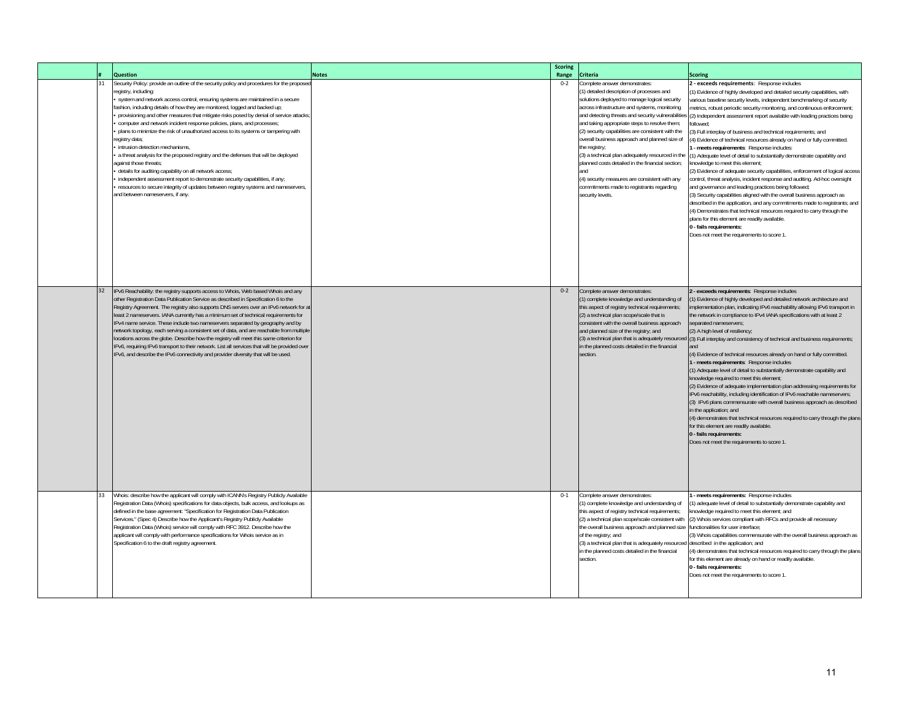| | # | Question | Notes | Scoring Range | Criteria | Scoring |
|---|---|---|---|---|---|---|
| | 31 | Security Policy: provide an outline of the security policy and procedures for the proposed registry, including:<br>• system and network access control, ensuring systems are maintained in a secure fashion, including details of how they are monitored, logged and backed up;<br>• provisioning and other measures that mitigate risks posed by denial of service attacks;<br>• computer and network incident response policies, plans, and processes;<br>• plans to minimize the risk of unauthorized access to its systems or tampering with registry data;<br>• intrusion detection mechanisms,<br>• a threat analysis for the proposed registry and the defenses that will be deployed against those threats;<br>• details for auditing capability on all network access;<br>• independent assessment report to demonstrate security capabilities, if any;<br>• resources to secure integrity of updates between registry systems and nameservers, and between nameservers, if any. | | 0-2 | Complete answer demonstrates:<br>(1) detailed description of processes and solutions deployed to manage logical security across infrastructure and systems, monitoring and detecting threats and security vulnerabilities and taking appropriate steps to resolve them;<br>(2) security capabilities are consistent with the overall business approach and planned size of the registry;<br>(3) a technical plan adequately resourced in the planned costs detailed in the financial section;<br>and<br>(4) security measures are consistent with any commitments made to registrants regarding security levels. | **2 - exceeds requirements**: Response includes<br>(1) Evidence of highly developed and detailed security capabilities, with various baseline security levels, independent benchmarking of security metrics, robust periodic security monitoring, and continuous enforcement;<br>(2) Independent assessment report available with leading practices being followed;<br>(3) Full interplay of business and technical requirements; and<br>(4) Evidence of technical resources already on hand or fully committed.<br>**1 - meets requirements**: Response includes:<br>(1) Adequate level of detail to substantially demonstrate capability and knowledge to meet this element;<br>(2) Evidence of adequate security capabilities, enforcement of logical access control, threat analysis, incident response and auditing. Ad-hoc oversight and governance and leading practices being followed;<br>(3) Security capabilities aligned with the overall business approach as described in the application, and any commitments made to registrants; and<br>(4) Demonstrates that technical resources required to carry through the plans for this element are readily available.<br>**0 - fails requirements:**<br>Does not meet the requirements to score 1. |
| | 32 | IPv6 Reachability: the registry supports access to Whois, Web based Whois and any other Registration Data Publication Service as described in Specification 6 to the Registry Agreement. The registry also supports DNS servers over an IPv6 network for at least 2 nameservers. IANA currently has a minimum set of technical requirements for IPv4 name service. These include two nameservers separated by geography and by network topology, each serving a consistent set of data, and are reachable from multiple locations across the globe. Describe how the registry will meet this same criterion for IPv6, requiring IPv6 transport to their network. List all services that will be provided over IPv6, and describe the IPv6 connectivity and provider diversity that will be used. | | 0-2 | Complete answer demonstrates:<br>(1) complete knowledge and understanding of this aspect of registry technical requirements;<br>(2) a technical plan scope/scale that is consistent with the overall business approach and planned size of the registry; and<br>(3) a technical plan that is adequately resourced in the planned costs detailed in the financial section. | **2 - exceeds requirements**: Response includes<br>(1) Evidence of highly developed and detailed network architecture and implementation plan, indicating IPv6 reachability allowing IPv6 transport in the network in compliance to IPv4 IANA specifications with at least 2 separated nameservers;<br>(2) A high level of resiliency;<br>(3) Full interplay and consistency of technical and business requirements; and<br>(4) Evidence of technical resources already on hand or fully committed.<br>**1 - meets requirements**: Response includes<br>(1) Adequate level of detail to substantially demonstrate capability and knowledge required to meet this element;<br>(2) Evidence of adequate implementation plan addressing requirements for IPv6 reachability, including identification of IPv6 reachable nameservers;<br>(3) IPv6 plans commensurate with overall business approach as described in the application; and<br>(4) demonstrates that technical resources required to carry through the plans for this element are readily available.<br>**0 - fails requirements:**<br>Does not meet the requirements to score 1. |
| | 33 | Whois: describe how the applicant will comply with ICANN's Registry Publicly Available Registration Data (Whois) specifications for data objects, bulk access, and lookups as defined in the base agreement: "Specification for Registration Data Publication Services." (Spec 4) Describe how the Applicant's Registry Publicly Available Registration Data (Whois) service will comply with RFC 3912. Describe how the applicant will comply with performance specifications for Whois service as in Specification 6 to the draft registry agreement. | | 0-1 | Complete answer demonstrates:<br>(1) complete knowledge and understanding of this aspect of registry technical requirements;<br>(2) a technical plan scope/scale consistent with the overall business approach and planned size of the registry; and<br>(3) a technical plan that is adequately resourced in the planned costs detailed in the financial section. | **1 - meets requirements:** Response includes<br>(1) adequate level of detail to substantially demonstrate capability and knowledge required to meet this element; and<br>(2) Whois services compliant with RFCs and provide all necessary functionalities for user interface;<br>(3) Whois capabilities commensurate with the overall business approach as described in the application; and<br>(4) demonstrates that technical resources required to carry through the plans for this element are already on hand or readily available.<br>**0 - fails requirements:**<br>Does not meet the requirements to score 1. |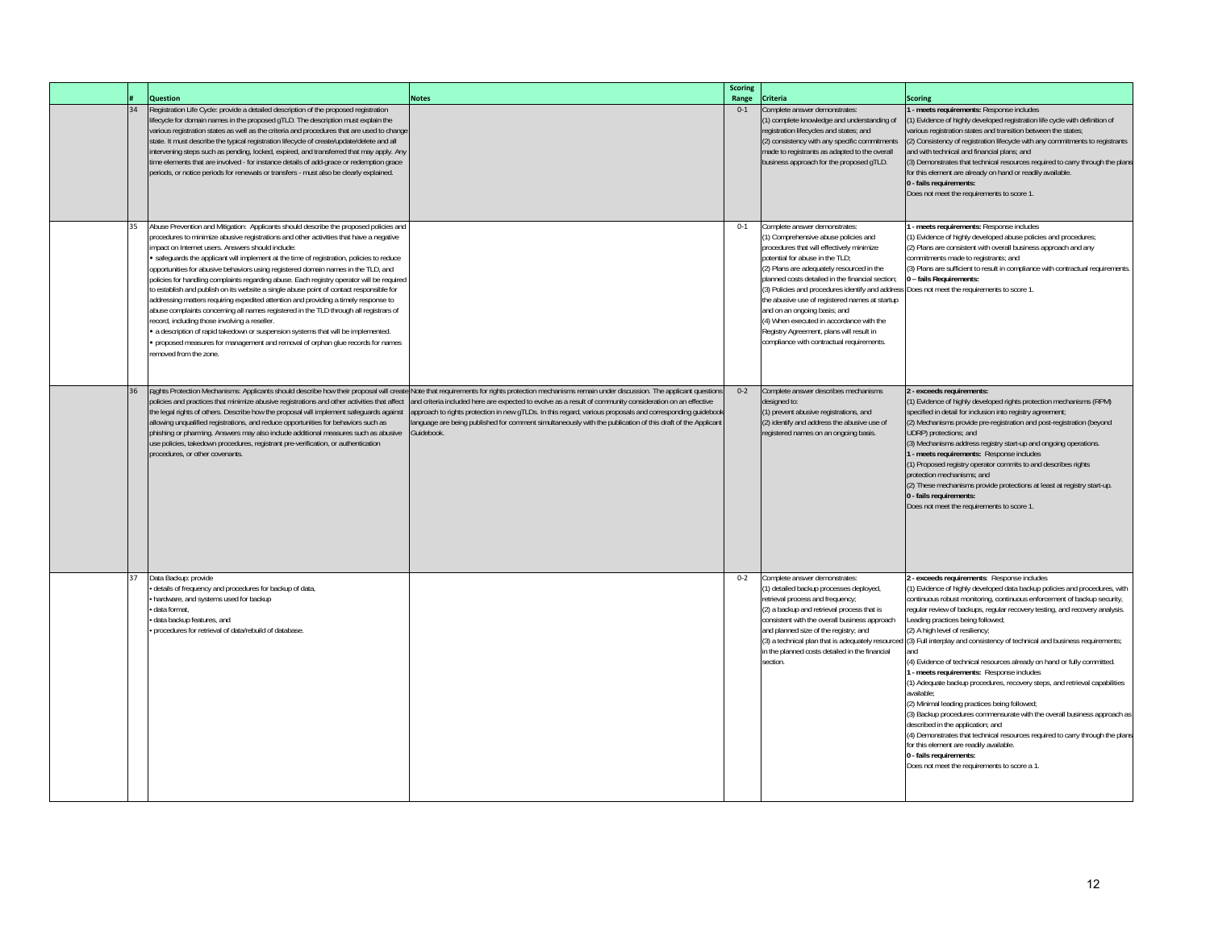| | # | Question | Notes | Scoring Range | Criteria | Scoring |
|---|---|---|---|---|---|---|
| | 34 | Registration Life Cycle: provide a detailed description of the proposed registration lifecycle for domain names in the proposed gTLD. The description must explain the various registration states as well as the criteria and procedures that are used to change state. It must describe the typical registration lifecycle of create/update/delete and all intervening steps such as pending, locked, expired, and transferred that may apply. Any time elements that are involved - for instance details of add-grace or redemption grace periods, or notice periods for renewals or transfers - must also be clearly explained. | | 0-1 | Complete answer demonstrates:<br>(1) complete knowledge and understanding of registration lifecycles and states; and<br>(2) consistency with any specific commitments made to registrants as adapted to the overall business approach for the proposed gTLD. | **1 - meets requirements:** Response includes<br>(1) Evidence of highly developed registration life cycle with definition of various registration states and transition between the states;<br>(2) Consistency of registration lifecycle with any commitments to registrants and with technical and financial plans; and<br>(3) Demonstrates that technical resources required to carry through the plans for this element are already on hand or readily available.<br>**0 - fails requirements:**<br>Does not meet the requirements to score 1. |
| | 35 | Abuse Prevention and Mitigation: Applicants should describe the proposed policies and procedures to minimize abusive registrations and other activities that have a negative impact on Internet users. Answers should include:<br>• safeguards the applicant will implement at the time of registration, policies to reduce opportunities for abusive behaviors using registered domain names in the TLD, and policies for handling complaints regarding abuse. Each registry operator will be required to establish and publish on its website a single abuse point of contact responsible for addressing matters requiring expedited attention and providing a timely response to abuse complaints concerning all names registered in the TLD through all registrars of record, including those involving a reseller.<br>• a description of rapid takedown or suspension systems that will be implemented.<br>• proposed measures for management and removal of orphan glue records for names removed from the zone. | | 0-1 | Complete answer demonstrates:<br>(1) Comprehensive abuse policies and procedures that will effectively minimize potential for abuse in the TLD;<br>(2) Plans are adequately resourced in the planned costs detailed in the financial section;<br>(3) Policies and procedures identify and address the abusive use of registered names at startup and on an ongoing basis; and<br>(4) When executed in accordance with the Registry Agreement, plans will result in compliance with contractual requirements. | **1 - meets requirements:** Response includes<br>(1) Evidence of highly developed abuse policies and procedures;<br>(2) Plans are consistent with overall business approach and any commitments made to registrants; and<br>(3) Plans are sufficient to result in compliance with contractual requirements.<br>**0 – fails Requirements:**<br>Does not meet the requirements to score 1. |
| | 36 | Rights Protection Mechanisms: Applicants should describe how their proposal will create policies and practices that minimize abusive registrations and other activities that affect the legal rights of others. Describe how the proposal will implement safeguards against allowing unqualified registrations, and reduce opportunities for behaviors such as phishing or pharming. Answers may also include additional measures such as abusive use policies, takedown procedures, registrant pre-verification, or authentication procedures, or other covenants. | Note that requirements for rights protection mechanisms remain under discussion. The applicant questions and criteria included here are expected to evolve as a result of community consideration on an effective approach to rights protection in new gTLDs. In this regard, various proposals and corresponding guidebook language are being published for comment simultaneously with the publication of this draft of the Applicant Guidebook. | 0-2 | Complete answer describes mechanisms designed to:<br>(1) prevent abusive registrations, and<br>(2) identify and address the abusive use of registered names on an ongoing basis. | **2 - exceeds requirements:**<br>(1) Evidence of highly developed rights protection mechanisms (RPM) specified in detail for inclusion into registry agreement;<br>(2) Mechanisms provide pre-registration and post-registration (beyond UDRP) protections; and<br>(3) Mechanisms address registry start-up and ongoing operations.<br>**1 - meets requirements:** Response includes<br>(1) Proposed registry operator commits to and describes rights protection mechanisms; and<br>(2) These mechanisms provide protections at least at registry start-up.<br>**0 - fails requirements:**<br>Does not meet the requirements to score 1. |
| | 37 | Data Backup: provide<br>• details of frequency and procedures for backup of data,<br>• hardware, and systems used for backup<br>• data format,<br>• data backup features, and<br>• procedures for retrieval of data/rebuild of database. | | 0-2 | Complete answer demonstrates:<br>(1) detailed backup processes deployed, retrieval process and frequency;<br>(2) a backup and retrieval process that is consistent with the overall business approach and planned size of the registry; and<br>(3) a technical plan that is adequately resourced in the planned costs detailed in the financial section. | **2 - exceeds requirements:** Response includes<br>(1) Evidence of highly developed data backup policies and procedures, with continuous robust monitoring, continuous enforcement of backup security, regular review of backups, regular recovery testing, and recovery analysis. Leading practices being followed;<br>(2) A high level of resiliency;<br>(3) Full interplay and consistency of technical and business requirements; and<br>(4) Evidence of technical resources already on hand or fully committed.<br>**1 - meets requirements:** Response includes<br>(1) Adequate backup procedures, recovery steps, and retrieval capabilities available;<br>(2) Minimal leading practices being followed;<br>(3) Backup procedures commensurate with the overall business approach as described in the application; and<br>(4) Demonstrates that technical resources required to carry through the plans for this element are readily available.<br>**0 - fails requirements:**<br>Does not meet the requirements to score a 1. |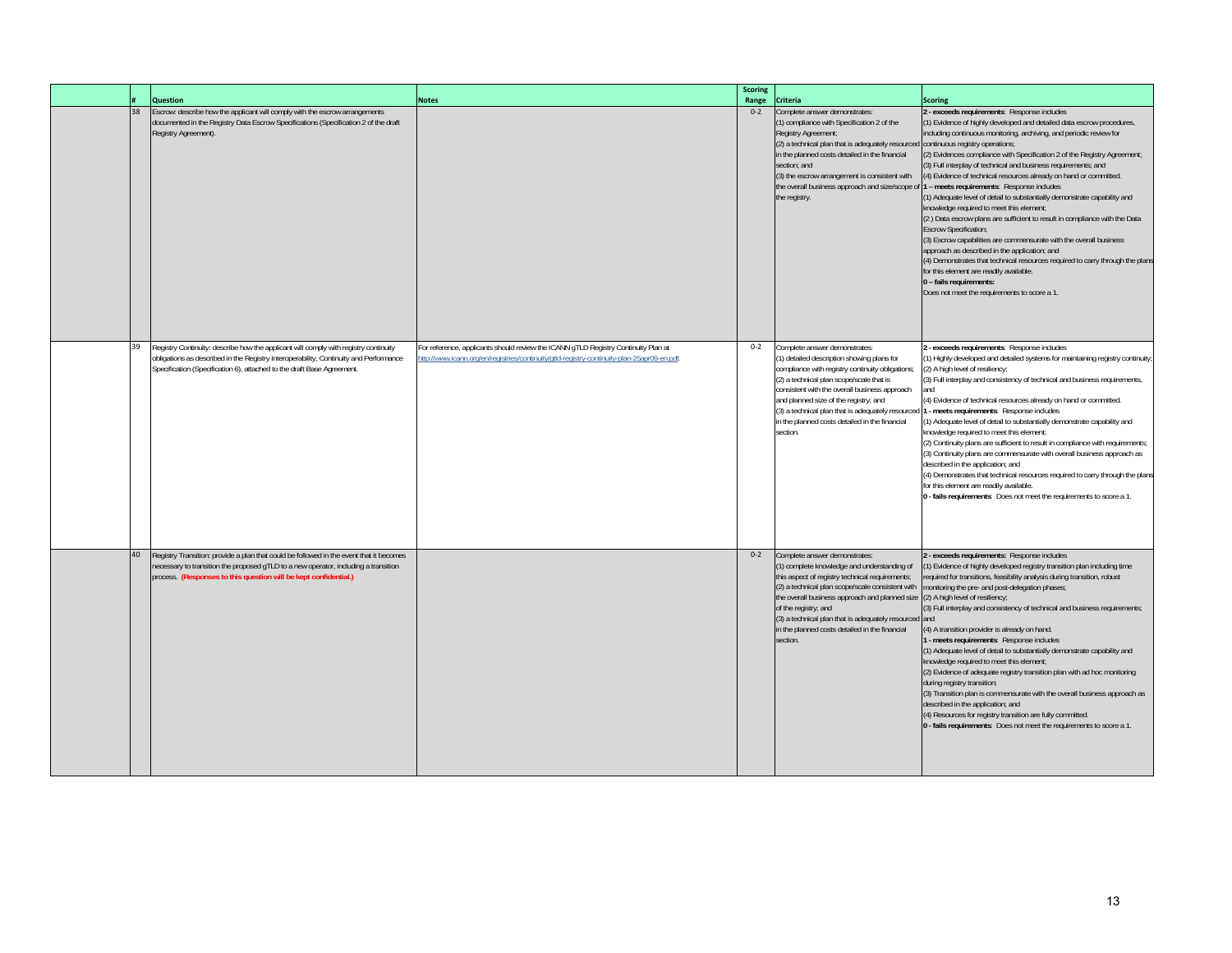| | # | Question | Notes | Scoring Range | Criteria | Scoring |
|---|---|---|---|---|---|---|
| | 38 | Escrow: describe how the applicant will comply with the escrow arrangements documented in the Registry Data Escrow Specifications (Specification 2 of the draft Registry Agreement). | | 0-2 | Complete answer demonstrates:<br>(1) compliance with Specification 2 of the Registry Agreement;<br>(2) a technical plan that is adequately resourced in the planned costs detailed in the financial section; and<br>(3) the escrow arrangement is consistent with the overall business approach and size/scope of the registry. | **2 - exceeds requirements**: Response includes<br>(1) Evidence of highly developed and detailed data escrow procedures, including continuous monitoring, archiving, and periodic review for continuous registry operations;<br>(2) Evidences compliance with Specification 2 of the Registry Agreement;<br>(3) Full interplay of technical and business requirements; and<br>(4) Evidence of technical resources already on hand or committed.<br>**1 – meets requirements**: Response includes<br>(1) Adequate level of detail to substantially demonstrate capability and knowledge required to meet this element;<br>(2 ) Data escrow plans are sufficient to result in compliance with the Data Escrow Specification;<br>(3) Escrow capabilities are commensurate with the overall business approach as described in the application; and<br>(4) Demonstrates that technical resources required to carry through the plans for this element are readily available.<br>**0 – fails requirements:**<br>Does not meet the requirements to score a 1. |
| | 39 | Registry Continuity: describe how the applicant will comply with registry continuity obligations as described in the Registry Interoperability, Continuity and Performance Specification (Specification 6), attached to the draft Base Agreement. | For reference, applicants should review the ICANN gTLD Registry Continuity Plan at http://www.icann.org/en/registries/continuity/gtld-registry-continuity-plan-25apr09-en.pdf. | 0-2 | Complete answer demonstrates:<br>(1) detailed description showing plans for compliance with registry continuity obligations;<br>(2) a technical plan scope/scale that is consistent with the overall business approach and planned size of the registry; and<br>(3) a technical plan that is adequately resourced in the planned costs detailed in the financial section. | **2 - exceeds requirements**: Response includes<br>(1) Highly developed and detailed systems for maintaining registry continuity;<br>(2) A high level of resiliency;<br>(3) Full interplay and consistency of technical and business requirements, and<br>(4) Evidence of technical resources already on hand or committed.<br>**1 - meets requirements**: Response includes<br>(1) Adequate level of detail to substantially demonstrate capability and knowledge required to meet this element;<br>(2) Continuity plans are sufficient to result in compliance with requirements;<br>(3) Continuity plans are commensurate with overall business approach as described in the application; and<br>(4) Demonstrates that technical resources required to carry through the plans for this element are readily available.<br>**0 - fails requirements**: Does not meet the requirements to score a 1. |
| | 40 | Registry Transition: provide a plan that could be followed in the event that it becomes necessary to transition the proposed gTLD to a new operator, including a transition process. **(Responses to this question will be kept confidential.)** | | 0-2 | Complete answer demonstrates:<br>(1) complete knowledge and understanding of this aspect of registry technical requirements;<br>(2) a technical plan scope/scale consistent with the overall business approach and planned size of the registry; and<br>(3) a technical plan that is adequately resourced in the planned costs detailed in the financial section. | **2 - exceeds requirements**: Response includes<br>(1) Evidence of highly developed registry transition plan including time required for transitions, feasibility analysis during transition, robust monitoring the pre- and post-delegation phases;<br>(2) A high level of resiliency;<br>(3) Full interplay and consistency of technical and business requirements; and<br>(4) A transition provider is already on hand.<br>**1 - meets requirements**: Response includes<br>(1) Adequate level of detail to substantially demonstrate capability and knowledge required to meet this element;<br>(2) Evidence of adequate registry transition plan with ad hoc monitoring during registry transition;<br>(3) Transition plan is commensurate with the overall business approach as described in the application; and<br>(4) Resources for registry transition are fully committed.<br>**0 - fails requirements**: Does not meet the requirements to score a 1. |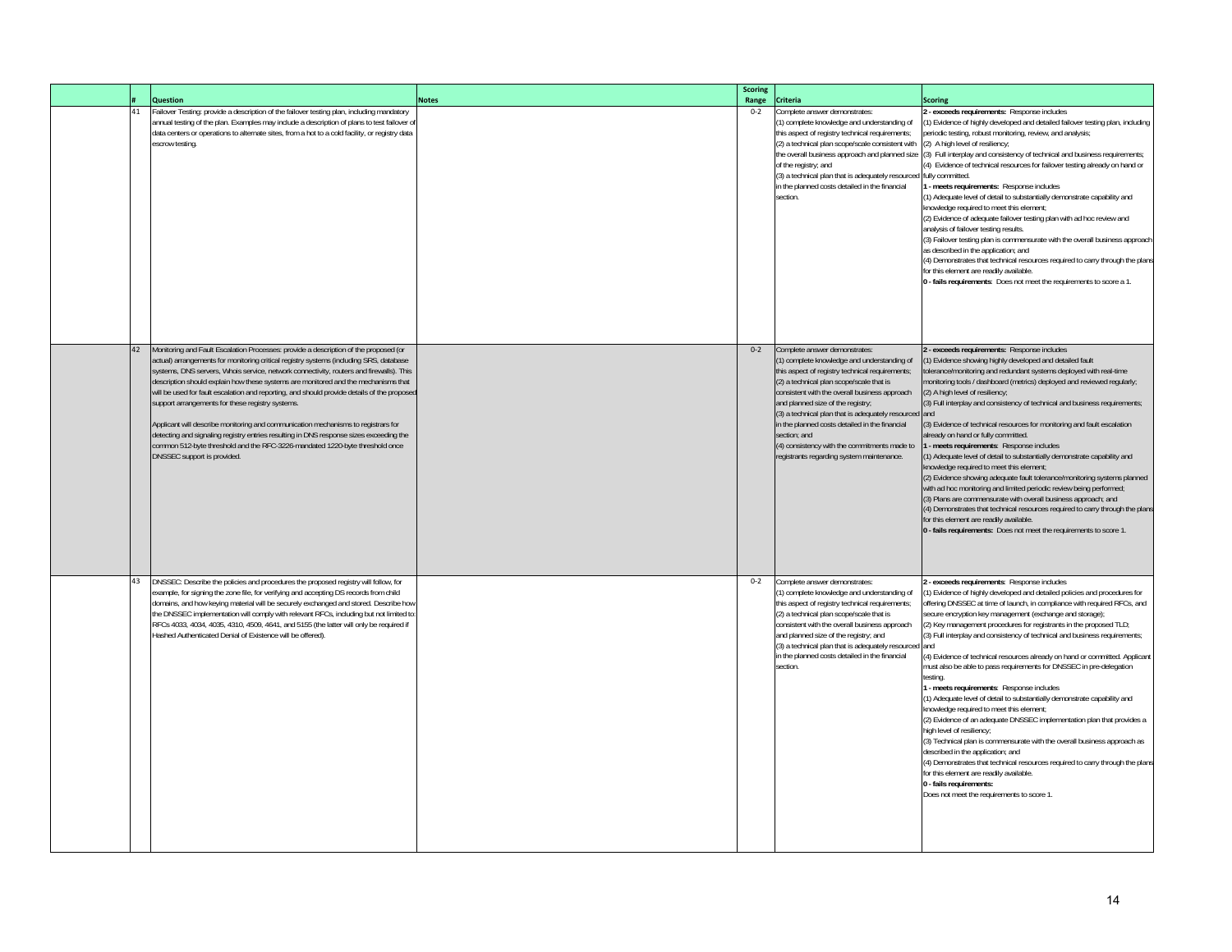| | # | Question | Notes | Scoring Range | Criteria | Scoring |
|---|---|---|---|---|---|---|
| | 41 | Failover Testing: provide a description of the failover testing plan, including mandatory annual testing of the plan. Examples may include a description of plans to test failover of data centers or operations to alternate sites, from a hot to a cold facility, or registry data escrow testing. | | 0-2 | Complete answer demonstrates:<br>(1) complete knowledge and understanding of this aspect of registry technical requirements;<br>(2) a technical plan scope/scale consistent with the overall business approach and planned size of the registry; and<br>(3) a technical plan that is adequately resourced in the planned costs detailed in the financial section. | **2 - exceeds requirements:** Response includes<br>(1) Evidence of highly developed and detailed failover testing plan, including periodic testing, robust monitoring, review, and analysis;<br>(2) A high level of resiliency;<br>(3) Full interplay and consistency of technical and business requirements;<br>(4) Evidence of technical resources for failover testing already on hand or fully committed.<br>**1 - meets requirements:** Response includes<br>(1) Adequate level of detail to substantially demonstrate capability and knowledge required to meet this element;<br>(2) Evidence of adequate failover testing plan with ad hoc review and analysis of failover testing results.<br>(3) Failover testing plan is commensurate with the overall business approach as described in the application; and<br>(4) Demonstrates that technical resources required to carry through the plans for this element are readily available.<br>**0 - fails requirements:** Does not meet the requirements to score a 1. |
| | 42 | Monitoring and Fault Escalation Processes: provide a description of the proposed (or actual) arrangements for monitoring critical registry systems (including SRS, database systems, DNS servers, Whois service, network connectivity, routers and firewalls). This description should explain how these systems are monitored and the mechanisms that will be used for fault escalation and reporting, and should provide details of the proposed support arrangements for these registry systems.<br><br>Applicant will describe monitoring and communication mechanisms to registrars for detecting and signaling registry entries resulting in DNS response sizes exceeding the common 512-byte threshold and the RFC-3226-mandated 1220-byte threshold once DNSSEC support is provided. | | 0-2 | Complete answer demonstrates:<br>(1) complete knowledge and understanding of this aspect of registry technical requirements;<br>(2) a technical plan scope/scale that is consistent with the overall business approach and planned size of the registry;<br>(3) a technical plan that is adequately resourced in the planned costs detailed in the financial section; and<br>(4) consistency with the commitments made to registrants regarding system maintenance. | **2 - exceeds requirements:** Response includes<br>(1) Evidence showing highly developed and detailed fault tolerance/monitoring and redundant systems deployed with real-time monitoring tools / dashboard (metrics) deployed and reviewed regularly;<br>(2) A high level of resiliency;<br>(3) Full interplay and consistency of technical and business requirements; and<br>(3) Evidence of technical resources for monitoring and fault escalation already on hand or fully committed.<br>**1 - meets requirements:** Response includes<br>(1) Adequate level of detail to substantially demonstrate capability and knowledge required to meet this element;<br>(2) Evidence showing adequate fault tolerance/monitoring systems planned with ad hoc monitoring and limited periodic review being performed;<br>(3) Plans are commensurate with overall business approach; and<br>(4) Demonstrates that technical resources required to carry through the plans for this element are readily available.<br>**0 - fails requirements:** Does not meet the requirements to score 1. |
| | 43 | DNSSEC: Describe the policies and procedures the proposed registry will follow, for example, for signing the zone file, for verifying and accepting DS records from child domains, and how keying material will be securely exchanged and stored. Describe how the DNSSEC implementation will comply with relevant RFCs, including but not limited to: RFCs 4033, 4034, 4035, 4310, 4509, 4641, and 5155 (the latter will only be required if Hashed Authenticated Denial of Existence will be offered). | | 0-2 | Complete answer demonstrates:<br>(1) complete knowledge and understanding of this aspect of registry technical requirements;<br>(2) a technical plan scope/scale that is consistent with the overall business approach and planned size of the registry; and<br>(3) a technical plan that is adequately resourced in the planned costs detailed in the financial section. | **2 - exceeds requirements:** Response includes<br>(1) Evidence of highly developed and detailed policies and procedures for offering DNSSEC at time of launch, in compliance with required RFCs, and secure encryption key management (exchange and storage);<br>(2) Key management procedures for registrants in the proposed TLD;<br>(3) Full interplay and consistency of technical and business requirements; and<br>(4) Evidence of technical resources already on hand or committed. Applicant must also be able to pass requirements for DNSSEC in pre-delegation testing.<br>**1 - meets requirements:** Response includes<br>(1) Adequate level of detail to substantially demonstrate capability and knowledge required to meet this element;<br>(2) Evidence of an adequate DNSSEC implementation plan that provides a high level of resiliency;<br>(3) Technical plan is commensurate with the overall business approach as described in the application; and<br>(4) Demonstrates that technical resources required to carry through the plans for this element are readily available.<br>**0 - fails requirements:**<br>Does not meet the requirements to score 1. |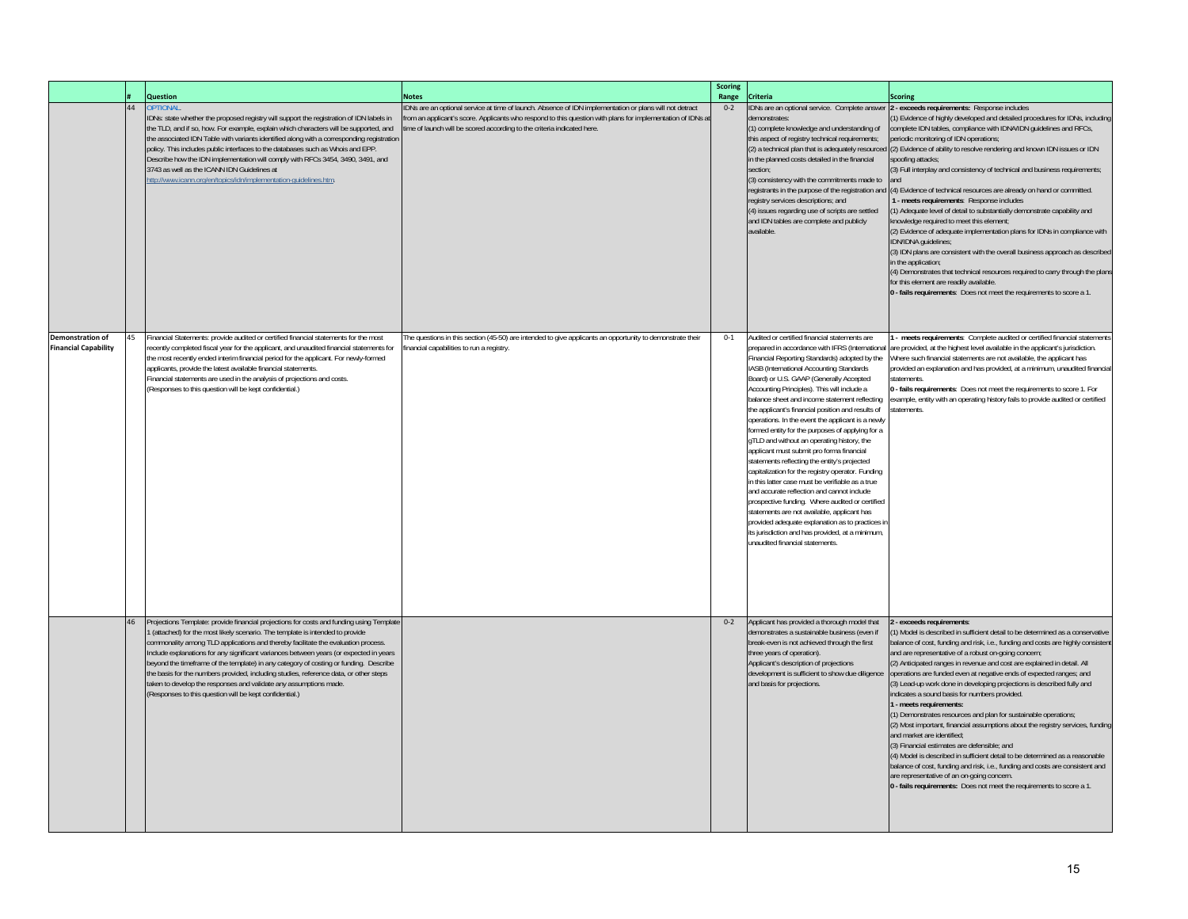|  | # | Question | Notes | Scoring Range | Criteria | Scoring |
|---|---|---|---|---|---|---|
|  | 44 | OPTIONAL.<br>IDNs: state whether the proposed registry will support the registration of IDN labels in the TLD, and if so, how. For example, explain which characters will be supported, and the associated IDN Table with variants identified along with a corresponding registration policy. This includes public interfaces to the databases such as Whois and EPP. Describe how the IDN implementation will comply with RFCs 3454, 3490, 3491, and 3743 as well as the ICANN IDN Guidelines at http://www.icann.org/en/topics/idn/implementation-guidelines.htm. | IDNs are an optional service at time of launch. Absence of IDN implementation or plans will not detract from an applicant's score. Applicants who respond to this question with plans for implementation of IDNs at time of launch will be scored according to the criteria indicated here. | 0-2 | IDNs are an optional service. Complete answer demonstrates:<br>(1) complete knowledge and understanding of this aspect of registry technical requirements;<br>(2) a technical plan that is adequately resourced in the planned costs detailed in the financial section;<br>(3) consistency with the commitments made to registrants in the purpose of the registration and registry services descriptions; and<br>(4) issues regarding use of scripts are settled and IDN tables are complete and publicly available. | **2 - exceeds requirements:** Response includes<br>(1) Evidence of highly developed and detailed procedures for IDNs, including complete IDN tables, compliance with IDNA/IDN guidelines and RFCs, periodic monitoring of IDN operations;<br>(2) Evidence of ability to resolve rendering and known IDN issues or IDN spoofing attacks;<br>(3) Full interplay and consistency of technical and business requirements; and<br>(4) Evidence of technical resources are already on hand or committed.<br>**1 - meets requirements**: Response includes<br>(1) Adequate level of detail to substantially demonstrate capability and knowledge required to meet this element;<br>(2) Evidence of adequate implementation plans for IDNs in compliance with IDN/IDNA guidelines;<br>(3) IDN plans are consistent with the overall business approach as described in the application;<br>(4) Demonstrates that technical resources required to carry through the plans for this element are readily available.<br>**0 - fails requirements**: Does not meet the requirements to score a 1. |
| **Demonstration of Financial Capability** | 45 | Financial Statements: provide audited or certified financial statements for the most recently completed fiscal year for the applicant, and unaudited financial statements for the most recently ended interim financial period for the applicant. For newly-formed applicants, provide the latest available financial statements.<br>Financial statements are used in the analysis of projections and costs.<br>(Responses to this question will be kept confidential.) | The questions in this section (45-50) are intended to give applicants an opportunity to demonstrate their financial capabilities to run a registry. | 0-1 | Audited or certified financial statements are prepared in accordance with IFRS (International Financial Reporting Standards) adopted by the IASB (International Accounting Standards Board) or U.S. GAAP (Generally Accepted Accounting Principles). This will include a balance sheet and income statement reflecting the applicant's financial position and results of operations. In the event the applicant is a newly formed entity for the purposes of applying for a gTLD and without an operating history, the applicant must submit pro forma financial statements reflecting the entity's projected capitalization for the registry operator. Funding in this latter case must be verifiable as a true and accurate reflection and cannot include prospective funding. Where audited or certified statements are not available, applicant has provided adequate explanation as to practices in its jurisdiction and has provided, at a minimum, unaudited financial statements. | **1 - meets requirements**: Complete audited or certified financial statements are provided, at the highest level available in the applicant's jurisdiction. Where such financial statements are not available, the applicant has provided an explanation and has provided, at a minimum, unaudited financial statements.<br>**0 - fails requirements**: Does not meet the requirements to score 1. For example, entity with an operating history fails to provide audited or certified statements. |
|  | 46 | Projections Template: provide financial projections for costs and funding using Template 1 (attached) for the most likely scenario. The template is intended to provide commonality among TLD applications and thereby facilitate the evaluation process. Include explanations for any significant variances between years (or expected in years beyond the timeframe of the template) in any category of costing or funding. Describe the basis for the numbers provided, including studies, reference data, or other steps taken to develop the responses and validate any assumptions made.<br>(Responses to this question will be kept confidential.) |  | 0-2 | Applicant has provided a thorough model that demonstrates a sustainable business (even if break-even is not achieved through the first three years of operation).<br>Applicant's description of projections development is sufficient to show due diligence and basis for projections. | **2 - exceeds requirements**:<br>(1) Model is described in sufficient detail to be determined as a conservative balance of cost, funding and risk, i.e., funding and costs are highly consistent and are representative of a robust on-going concern;<br>(2) Anticipated ranges in revenue and cost are explained in detail. All operations are funded even at negative ends of expected ranges; and<br>(3) Lead-up work done in developing projections is described fully and indicates a sound basis for numbers provided.<br>**1 - meets requirements:**<br>(1) Demonstrates resources and plan for sustainable operations;<br>(2) Most important, financial assumptions about the registry services, funding and market are identified;<br>(3) Financial estimates are defensible; and<br>(4) Model is described in sufficient detail to be determined as a reasonable balance of cost, funding and risk, i.e., funding and costs are consistent and are representative of an on-going concern.<br>**0 - fails requirements:** Does not meet the requirements to score a 1. |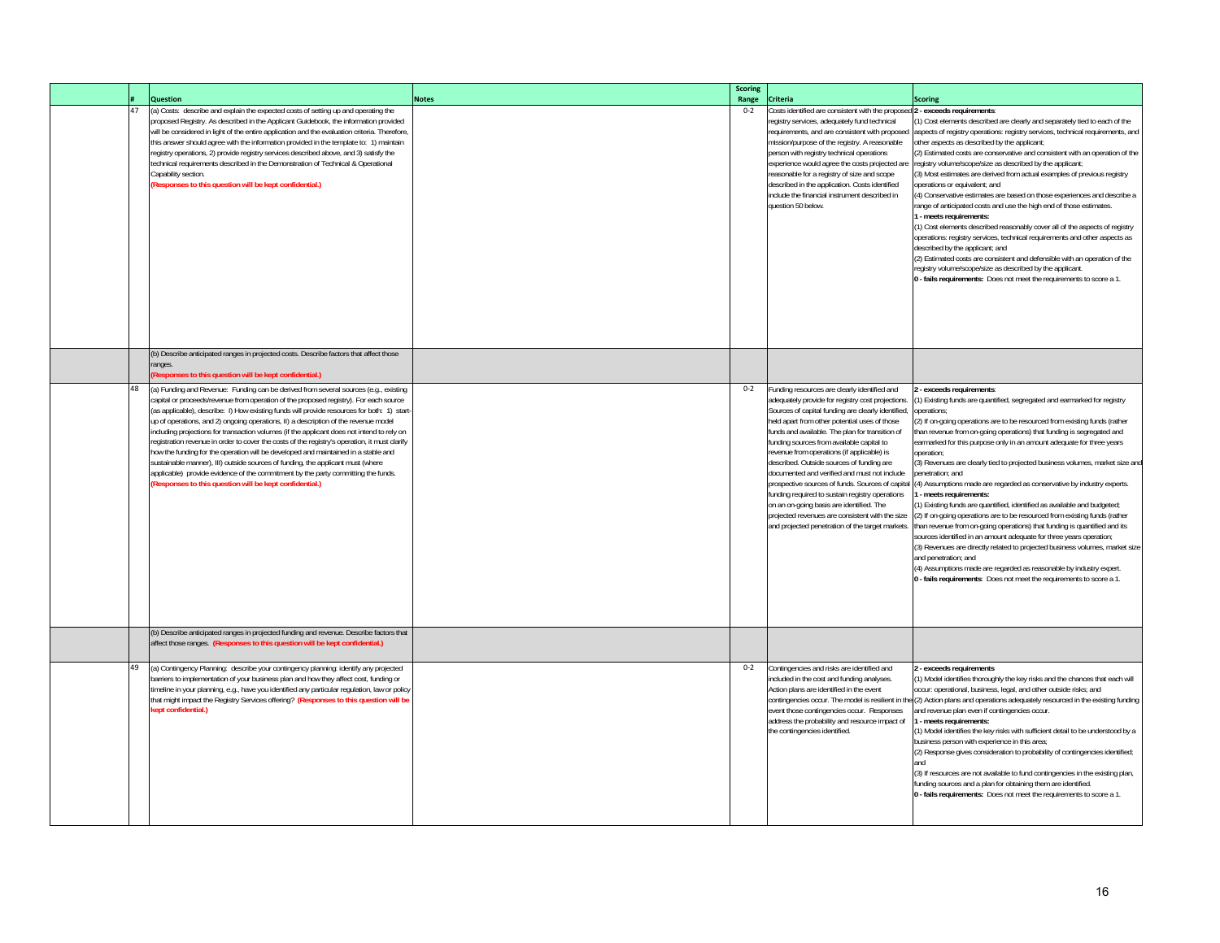| | # | Question | Notes | Scoring Range | Criteria | Scoring |
|---|---|---|---|---|---|---|
| | 47 | (a) Costs: describe and explain the expected costs of setting up and operating the proposed Registry. As described in the Applicant Guidebook, the information provided will be considered in light of the entire application and the evaluation criteria. Therefore, this answer should agree with the information provided in the template to: 1) maintain registry operations, 2) provide registry services described above, and 3) satisfy the technical requirements described in the Demonstration of Technical & Operational Capability section. **(Responses to this question will be kept confidential.)** | | 0-2 | Costs identified are consistent with the proposed registry services, adequately fund technical requirements, and are consistent with proposed mission/purpose of the registry. A reasonable person with registry technical operations experience would agree the costs projected are reasonable for a registry of size and scope described in the application. Costs identified include the financial instrument described in question 50 below. | **2 - exceeds requirements**: (1) Cost elements described are clearly and separately tied to each of the aspects of registry operations: registry services, technical requirements, and other aspects as described by the applicant; (2) Estimated costs are conservative and consistent with an operation of the registry volume/scope/size as described by the applicant; (3) Most estimates are derived from actual examples of previous registry operations or equivalent; and (4) Conservative estimates are based on those experiences and describe a range of anticipated costs and use the high end of those estimates. **1 - meets requirements:** (1) Cost elements described reasonably cover all of the aspects of registry operations: registry services, technical requirements and other aspects as described by the applicant; and (2) Estimated costs are consistent and defensible with an operation of the registry volume/scope/size as described by the applicant. **0 - fails requirements:** Does not meet the requirements to score a 1. |
| | | (b) Describe anticipated ranges in projected costs. Describe factors that affect those ranges. **(Responses to this question will be kept confidential.)** | | | | |
| | 48 | (a) Funding and Revenue: Funding can be derived from several sources (e.g., existing capital or proceeds/revenue from operation of the proposed registry). For each source (as applicable), describe: I) How existing funds will provide resources for both: 1) start-up of operations, and 2) ongoing operations, II) a description of the revenue model including projections for transaction volumes (if the applicant does not intend to rely on registration revenue in order to cover the costs of the registry's operation, it must clarify how the funding for the operation will be developed and maintained in a stable and sustainable manner), III) outside sources of funding, the applicant must (where applicable) provide evidence of the commitment by the party committing the funds. **(Responses to this question will be kept confidential.)** | | 0-2 | Funding resources are clearly identified and adequately provide for registry cost projections. Sources of capital funding are clearly identified, held apart from other potential uses of those funds and available. The plan for transition of funding sources from available capital to revenue from operations (if applicable) is described. Outside sources of funding are documented and verified and must not include prospective sources of funds. Sources of capital funding required to sustain registry operations on an on-going basis are identified. The projected revenues are consistent with the size and projected penetration of the target markets. | **2 - exceeds requirements**: (1) Existing funds are quantified, segregated and earmarked for registry operations; (2) If on-going operations are to be resourced from existing funds (rather than revenue from on-going operations) that funding is segregated and earmarked for this purpose only in an amount adequate for three years operation; (3) Revenues are clearly tied to projected business volumes, market size and penetration; and (4) Assumptions made are regarded as conservative by industry experts. **1 - meets requirements:** (1) Existing funds are quantified, identified as available and budgeted; (2) If on-going operations are to be resourced from existing funds (rather than revenue from on-going operations) that funding is quantified and its sources identified in an amount adequate for three years operation; (3) Revenues are directly related to projected business volumes, market size and penetration; and (4) Assumptions made are regarded as reasonable by industry expert. **0 - fails requirements**: Does not meet the requirements to score a 1. |
| | | (b) Describe anticipated ranges in projected funding and revenue. Describe factors that affect those ranges. **(Responses to this question will be kept confidential.)** | | | | |
| | 49 | (a) Contingency Planning: describe your contingency planning: identify any projected barriers to implementation of your business plan and how they affect cost, funding or timeline in your planning, e.g., have you identified any particular regulation, law or policy that might impact the Registry Services offering? **(Responses to this question will be kept confidential.)** | | 0-2 | Contingencies and risks are identified and included in the cost and funding analyses. Action plans are identified in the event contingencies occur. The model is resilient in the event those contingencies occur. Responses address the probability and resource impact of the contingencies identified. | **2 - exceeds requirements** (1) Model identifies thoroughly the key risks and the chances that each will occur: operational, business, legal, and other outside risks; and (2) Action plans and operations adequately resourced in the existing funding and revenue plan even if contingencies occur. **1 - meets requirements:** (1) Model identifies the key risks with sufficient detail to be understood by a business person with experience in this area; (2) Response gives consideration to probability of contingencies identified; and (3) If resources are not available to fund contingencies in the existing plan, funding sources and a plan for obtaining them are identified. **0 - fails requirements:** Does not meet the requirements to score a 1. |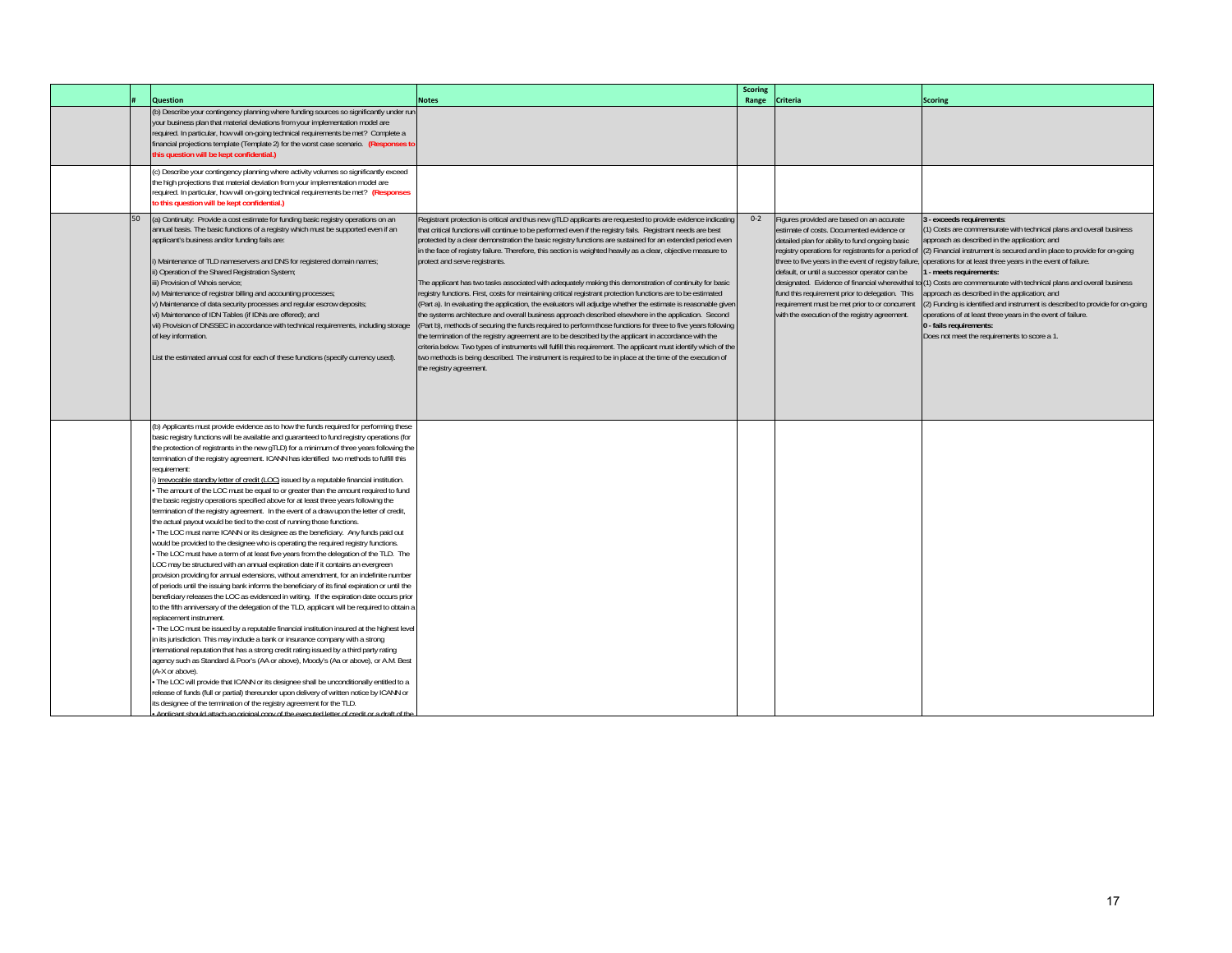| | # | Question | Notes | Scoring Range | Criteria | Scoring |
|---|---|---|---|---|---|---|
| | | (b) Describe your contingency planning where funding sources so significantly under run your business plan that material deviations from your implementation model are required. In particular, how will on-going technical requirements be met? Complete a financial projections template (Template 2) for the worst case scenario. **(Responses to this question will be kept confidential.)** | | | | |
| | | (c) Describe your contingency planning where activity volumes so significantly exceed the high projections that material deviation from your implementation model are required. In particular, how will on-going technical requirements be met? **(Responses to this question will be kept confidential.)** | | | | |
| | 50 | (a) Continuity: Provide a cost estimate for funding basic registry operations on an annual basis. The basic functions of a registry which must be supported even if an applicant's business and/or funding fails are:<br><br>i) Maintenance of TLD nameservers and DNS for registered domain names;<br>ii) Operation of the Shared Registration System;<br>iii) Provision of Whois service;<br>iv) Maintenance of registrar billing and accounting processes;<br>v) Maintenance of data security processes and regular escrow deposits;<br>vi) Maintenance of IDN Tables (if IDNs are offered); and<br>vii) Provision of DNSSEC in accordance with technical requirements, including storage of key information.<br><br>List the estimated annual cost for each of these functions (specify currency used). | Registrant protection is critical and thus new gTLD applicants are requested to provide evidence indicating that critical functions will continue to be performed even if the registry fails. Registrant needs are best protected by a clear demonstration the basic registry functions are sustained for an extended period even in the face of registry failure. Therefore, this section is weighted heavily as a clear, objective measure to protect and serve registrants.<br><br>The applicant has two tasks associated with adequately making this demonstration of continuity for basic registry functions. First, costs for maintaining critical registrant protection functions are to be estimated (Part a). In evaluating the application, the evaluators will adjudge whether the estimate is reasonable given the systems architecture and overall business approach described elsewhere in the application. Second (Part b), methods of securing the funds required to perform those functions for three to five years following the termination of the registry agreement are to be described by the applicant in accordance with the criteria below. Two types of instruments will fulfill this requirement. The applicant must identify which of the two methods is being described. The instrument is required to be in place at the time of the execution of the registry agreement. | 0-2 | Figures provided are based on an accurate estimate of costs. Documented evidence or detailed plan for ability to fund ongoing basic registry operations for registrants for a period of three to five years in the event of registry failure, default, or until a successor operator can be designated. Evidence of financial wherewithal to fund this requirement prior to delegation. This requirement must be met prior to or concurrent with the execution of the registry agreement. | **3 - exceeds requirements:**<br>(1) Costs are commensurate with technical plans and overall business approach as described in the application; and<br>(2) Financial instrument is secured and in place to provide for on-going operations for at least three years in the event of failure.<br>**1 - meets requirements:**<br>(1) Costs are commensurate with technical plans and overall business approach as described in the application; and<br>(2) Funding is identified and instrument is described to provide for on-going operations of at least three years in the event of failure.<br>**0 - fails requirements:**<br>Does not meet the requirements to score a 1. |
| | | (b) Applicants must provide evidence as to how the funds required for performing these basic registry functions will be available and guaranteed to fund registry operations (for the protection of registrants in the new gTLD) for a minimum of three years following the termination of the registry agreement. ICANN has identified two methods to fulfill this requirement:<br>i) <u>Irrevocable standby letter of credit (LOC)</u> issued by a reputable financial institution.<br>• The amount of the LOC must be equal to or greater than the amount required to fund the basic registry operations specified above for at least three years following the termination of the registry agreement. In the event of a draw upon the letter of credit, the actual payout would be tied to the cost of running those functions.<br>• The LOC must name ICANN or its designee as the beneficiary. Any funds paid out would be provided to the designee who is operating the required registry functions.<br>• The LOC must have a term of at least five years from the delegation of the TLD. The LOC may be structured with an annual expiration date if it contains an evergreen provision providing for annual extensions, without amendment, for an indefinite number of periods until the issuing bank informs the beneficiary of its final expiration or until the beneficiary releases the LOC as evidenced in writing. If the expiration date occurs prior to the fifth anniversary of the delegation of the TLD, applicant will be required to obtain a replacement instrument.<br>• The LOC must be issued by a reputable financial institution insured at the highest level in its jurisdiction. This may include a bank or insurance company with a strong international reputation that has a strong credit rating issued by a third party rating agency such as Standard & Poor's (AA or above), Moody's (Aa or above), or A.M. Best (A-X or above).<br>• The LOC will provide that ICANN or its designee shall be unconditionally entitled to a release of funds (full or partial) thereunder upon delivery of written notice by ICANN or its designee of the termination of the registry agreement for the TLD.<br>• Applicant should attach an original copy of the executed letter of credit or a draft of the | | | | |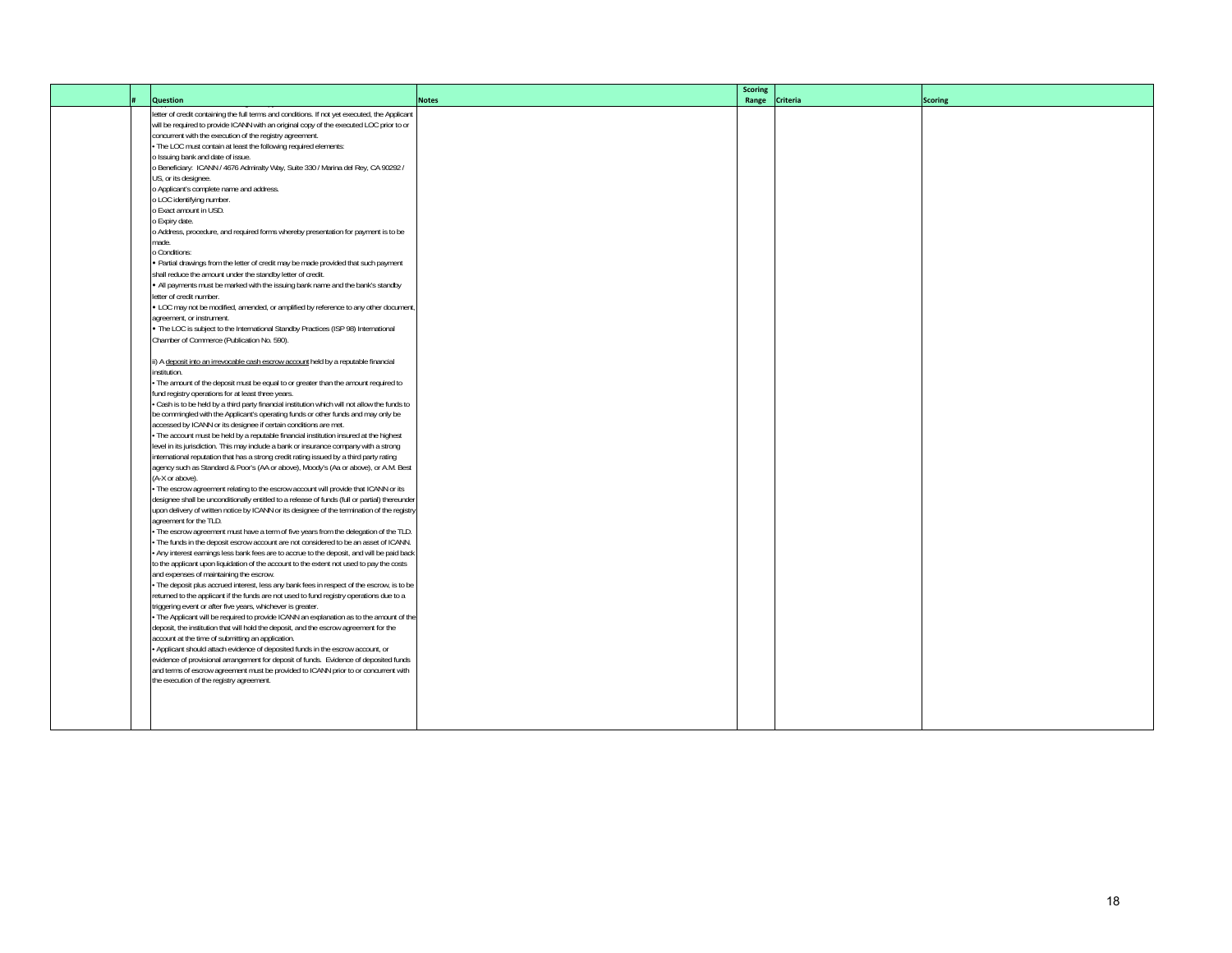| | # | Question | Notes | Scoring Range | Criteria | Scoring |
|---|---|---|---|---|---|---|
| | | letter of credit containing the full terms and conditions. If not yet executed, the Applicant will be required to provide ICANN with an original copy of the executed LOC prior to or concurrent with the execution of the registry agreement.<br>• The LOC must contain at least the following required elements:<br>o Issuing bank and date of issue.<br>o Beneficiary: ICANN / 4676 Admiralty Way, Suite 330 / Marina del Rey, CA 90292 / US, or its designee.<br>o Applicant's complete name and address.<br>o LOC identifying number.<br>o Exact amount in USD.<br>o Expiry date.<br>o Address, procedure, and required forms whereby presentation for payment is to be made.<br>o Conditions:<br>• Partial drawings from the letter of credit may be made provided that such payment shall reduce the amount under the standby letter of credit.<br>• All payments must be marked with the issuing bank name and the bank's standby letter of credit number.<br>• LOC may not be modified, amended, or amplified by reference to any other document, agreement, or instrument.<br>• The LOC is subject to the International Standby Practices (ISP 98) International Chamber of Commerce (Publication No. 590).<br><br>ii) A deposit into an irrevocable cash escrow account held by a reputable financial institution.<br>• The amount of the deposit must be equal to or greater than the amount required to fund registry operations for at least three years.<br>• Cash is to be held by a third party financial institution which will not allow the funds to be commingled with the Applicant's operating funds or other funds and may only be accessed by ICANN or its designee if certain conditions are met.<br>• The account must be held by a reputable financial institution insured at the highest level in its jurisdiction. This may include a bank or insurance company with a strong international reputation that has a strong credit rating issued by a third party rating agency such as Standard & Poor's (AA or above), Moody's (Aa or above), or A.M. Best (A-X or above).<br>• The escrow agreement relating to the escrow account will provide that ICANN or its designee shall be unconditionally entitled to a release of funds (full or partial) thereunder upon delivery of written notice by ICANN or its designee of the termination of the registry agreement for the TLD.<br>• The escrow agreement must have a term of five years from the delegation of the TLD.<br>• The funds in the deposit escrow account are not considered to be an asset of ICANN.<br>• Any interest earnings less bank fees are to accrue to the deposit, and will be paid back to the applicant upon liquidation of the account to the extent not used to pay the costs and expenses of maintaining the escrow.<br>• The deposit plus accrued interest, less any bank fees in respect of the escrow, is to be returned to the applicant if the funds are not used to fund registry operations due to a triggering event or after five years, whichever is greater.<br>• The Applicant will be required to provide ICANN an explanation as to the amount of the deposit, the institution that will hold the deposit, and the escrow agreement for the account at the time of submitting an application.<br>• Applicant should attach evidence of deposited funds in the escrow account, or evidence of provisional arrangement for deposit of funds. Evidence of deposited funds and terms of escrow agreement must be provided to ICANN prior to or concurrent with the execution of the registry agreement. | | | | |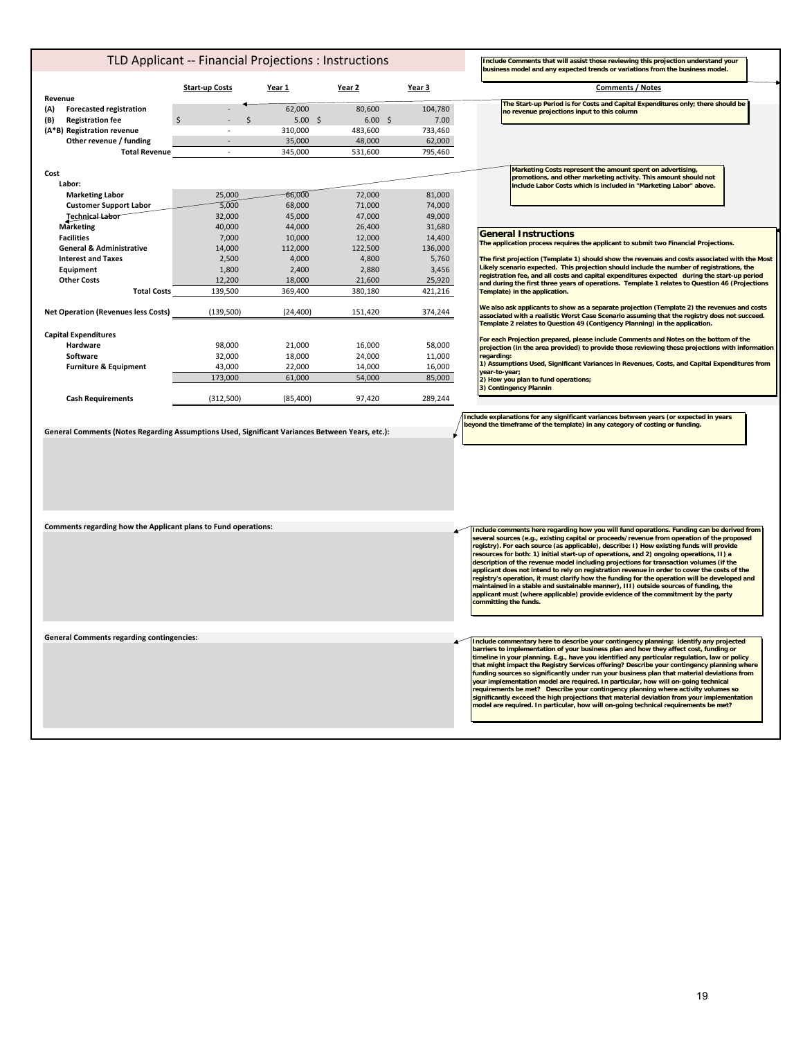# TLD Applicant -- Financial Projections : Instructions

Include Comments that will assist those reviewing this projection understand your business model and any expected trends or variations from the business model.

| | Start-up Costs | Year 1 | Year 2 | Year 3 | Comments / Notes |
|---|---|---|---|---|---|
| **Revenue** | | | | | |
| (A) Forecasted registration | - | 62,000 | 80,600 | 104,780 | The Start-up Period is for Costs and Capital Expenditures only; there should be no revenue projections input to this column |
| (B) Registration fee | $ - | $ 5.00 | $ 6.00 | $ 7.00 | |
| (A*B) Registration revenue | - | 310,000 | 483,600 | 733,460 | |
| Other revenue / funding | - | 35,000 | 48,000 | 62,000 | |
| **Total Revenue** | - | 345,000 | 531,600 | 795,460 | |
| **Cost** | | | | | |
| Labor: | | | | | Marketing Costs represent the amount spent on advertising, promotions, and other marketing activity. This amount should not include Labor Costs which is included in "Marketing Labor" above. |
| Marketing Labor | 25,000 | 66,000 | 72,000 | 81,000 | |
| Customer Support Labor | 5,000 | 68,000 | 71,000 | 74,000 | |
| Technical Labor | 32,000 | 45,000 | 47,000 | 49,000 | |
| Marketing | 40,000 | 44,000 | 26,400 | 31,680 | |
| Facilities | 7,000 | 10,000 | 12,000 | 14,400 | |
| General & Administrative | 14,000 | 112,000 | 122,500 | 136,000 | |
| Interest and Taxes | 2,500 | 4,000 | 4,800 | 5,760 | |
| Equipment | 1,800 | 2,400 | 2,880 | 3,456 | |
| Other Costs | 12,200 | 18,000 | 21,600 | 25,920 | |
| **Total Costs** | 139,500 | 369,400 | 380,180 | 421,216 | |
| **Net Operation (Revenues less Costs)** | (139,500) | (24,400) | 151,420 | 374,244 | |
| **Capital Expenditures** | | | | | |
| Hardware | 98,000 | 21,000 | 16,000 | 58,000 | |
| Software | 32,000 | 18,000 | 24,000 | 11,000 | |
| Furniture & Equipment | 43,000 | 22,000 | 14,000 | 16,000 | |
| | 173,000 | 61,000 | 54,000 | 85,000 | |
| **Cash Requirements** | (312,500) | (85,400) | 97,420 | 289,244 | |

## General Instructions

The application process requires the applicant to submit two Financial Projections.

The first projection (Template 1) should show the revenues and costs associated with the Most Likely scenario expected. This projection should include the number of registrations, the registration fee, and all costs and capital expenditures expected during the start-up period and during the first three years of operations. Template 1 relates to Question 46 (Projections Template) in the application.

We also ask applicants to show as a separate projection (Template 2) the revenues and costs associated with a realistic Worst Case Scenario assuming that the registry does not succeed. Template 2 relates to Question 49 (Contigency Planning) in the application.

For each Projection prepared, please include Comments and Notes on the bottom of the projection (in the area provided) to provide those reviewing these projections with information regarding:
1) Assumptions Used, Significant Variances in Revenues, Costs, and Capital Expenditures from year-to-year;
2) How you plan to fund operations;
3) Contingency Plannin

**General Comments (Notes Regarding Assumptions Used, Significant Variances Between Years, etc.):**

Include explanations for any significant variances between years (or expected in years beyond the timeframe of the template) in any category of costing or funding.

**Comments regarding how the Applicant plans to Fund operations:**

Include comments here regarding how you will fund operations. Funding can be derived from several sources (e.g., existing capital or proceeds/revenue from operation of the proposed registry). For each source (as applicable), describe: I) How existing funds will provide resources for both: 1) initial start-up of operations, and 2) ongoing operations, II) a description of the revenue model including projections for transaction volumes (if the applicant does not intend to rely on registration revenue in order to cover the costs of the registry's operation, it must clarify how the funding for the operation will be developed and maintained in a stable and sustainable manner), III) outside sources of funding, the applicant must (where applicable) provide evidence of the commitment by the party committing the funds.

**General Comments regarding contingencies:**

Include commentary here to describe your contingency planning: identify any projected barriers to implementation of your business plan and how they affect cost, funding or timeline in your planning. E.g., have you identified any particular regulation, law or policy that might impact the Registry Services offering? Describe your contingency planning where funding sources so significantly under run your business plan that material deviations from your implementation model are required. In particular, how will on-going technical requirements be met? Describe your contingency planning where activity volumes so significantly exceed the high projections that material deviation from your implementation model are required. In particular, how will on-going technical requirements be met?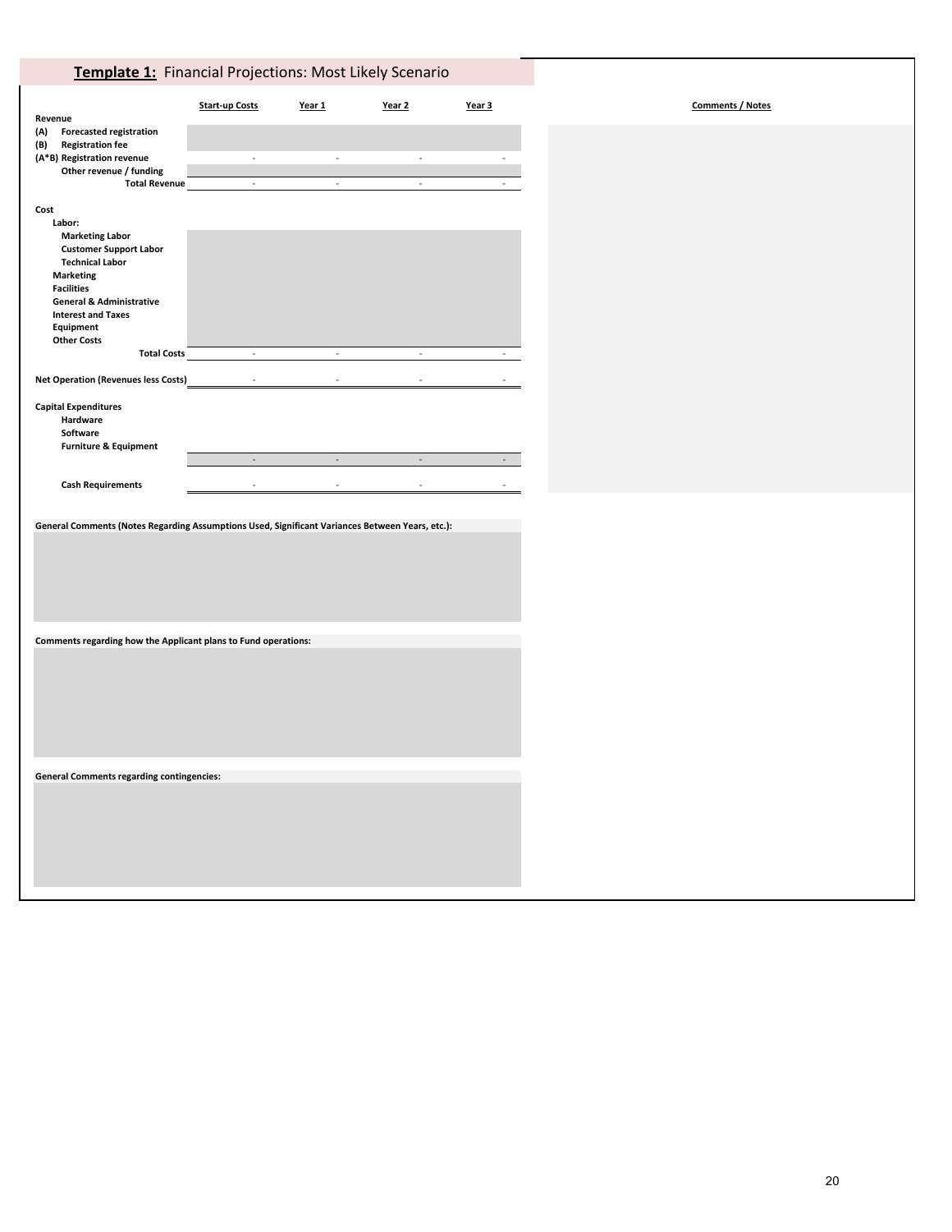## **Template 1:** Financial Projections: Most Likely Scenario

| | Start-up Costs | Year 1 | Year 2 | Year 3 | Comments / Notes |
|---|---|---|---|---|---|
| **Revenue** | | | | | |
| **(A) Forecasted registration** | | | | | |
| **(B) Registration fee** | | | | | |
| **(A*B) Registration revenue** | - | - | - | - | |
| **Other revenue / funding** | | | | | |
| **Total Revenue** | - | - | - | - | |
| **Cost** | | | | | |
| **Labor:** | | | | | |
| **Marketing Labor** | | | | | |
| **Customer Support Labor** | | | | | |
| **Technical Labor** | | | | | |
| **Marketing** | | | | | |
| **Facilities** | | | | | |
| **General & Administrative** | | | | | |
| **Interest and Taxes** | | | | | |
| **Equipment** | | | | | |
| **Other Costs** | | | | | |
| **Total Costs** | - | - | - | - | |
| **Net Operation (Revenues less Costs)** | - | - | - | - | |
| **Capital Expenditures** | | | | | |
| **Hardware** | | | | | |
| **Software** | | | | | |
| **Furniture & Equipment** | | | | | |
| | - | - | - | - | |
| **Cash Requirements** | - | - | - | - | |

**General Comments (Notes Regarding Assumptions Used, Significant Variances Between Years, etc.):**

**Comments regarding how the Applicant plans to Fund operations:**

**General Comments regarding contingencies:**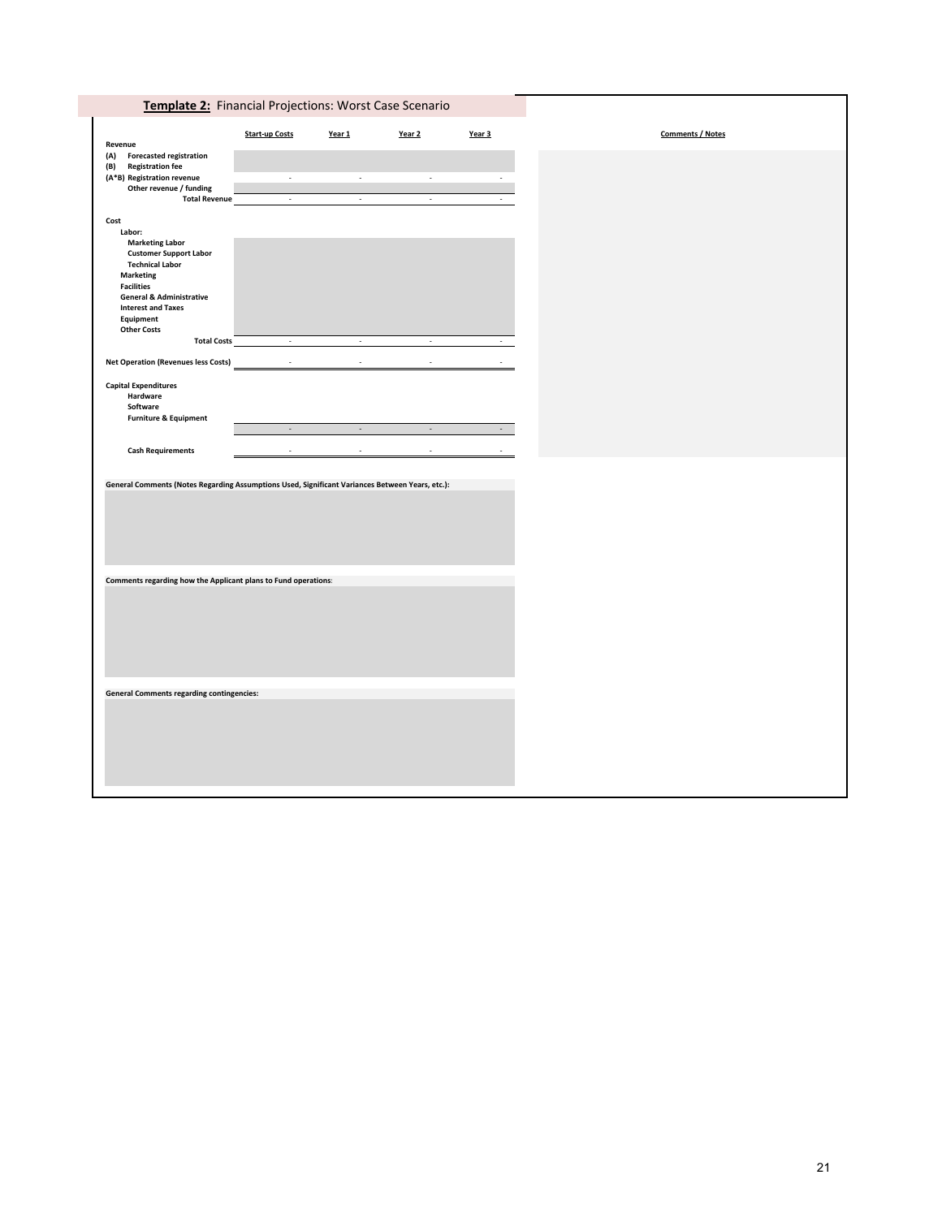**Template 2:** Financial Projections: Worst Case Scenario

| | Start-up Costs | Year 1 | Year 2 | Year 3 | Comments / Notes |
|---|---|---|---|---|---|
| **Revenue** | | | | | |
| (A) Forecasted registration | | | | | |
| (B) Registration fee | | | | | |
| (A*B) Registration revenue | - | - | - | - | |
| Other revenue / funding | | | | | |
| **Total Revenue** | - | - | - | - | |
| | | | | | |
| **Cost** | | | | | |
| Labor: | | | | | |
| Marketing Labor | | | | | |
| Customer Support Labor | | | | | |
| Technical Labor | | | | | |
| Marketing | | | | | |
| Facilities | | | | | |
| General & Administrative | | | | | |
| Interest and Taxes | | | | | |
| Equipment | | | | | |
| Other Costs | | | | | |
| **Total Costs** | - | - | - | - | |
| | | | | | |
| **Net Operation (Revenues less Costs)** | - | - | - | - | |
| | | | | | |
| **Capital Expenditures** | | | | | |
| Hardware | | | | | |
| Software | | | | | |
| Furniture & Equipment | | | | | |
| | - | - | - | - | |
| | | | | | |
| **Cash Requirements** | - | - | - | - | |

**General Comments (Notes Regarding Assumptions Used, Significant Variances Between Years, etc.):**

**Comments regarding how the Applicant plans to Fund operations:**

**General Comments regarding contingencies:**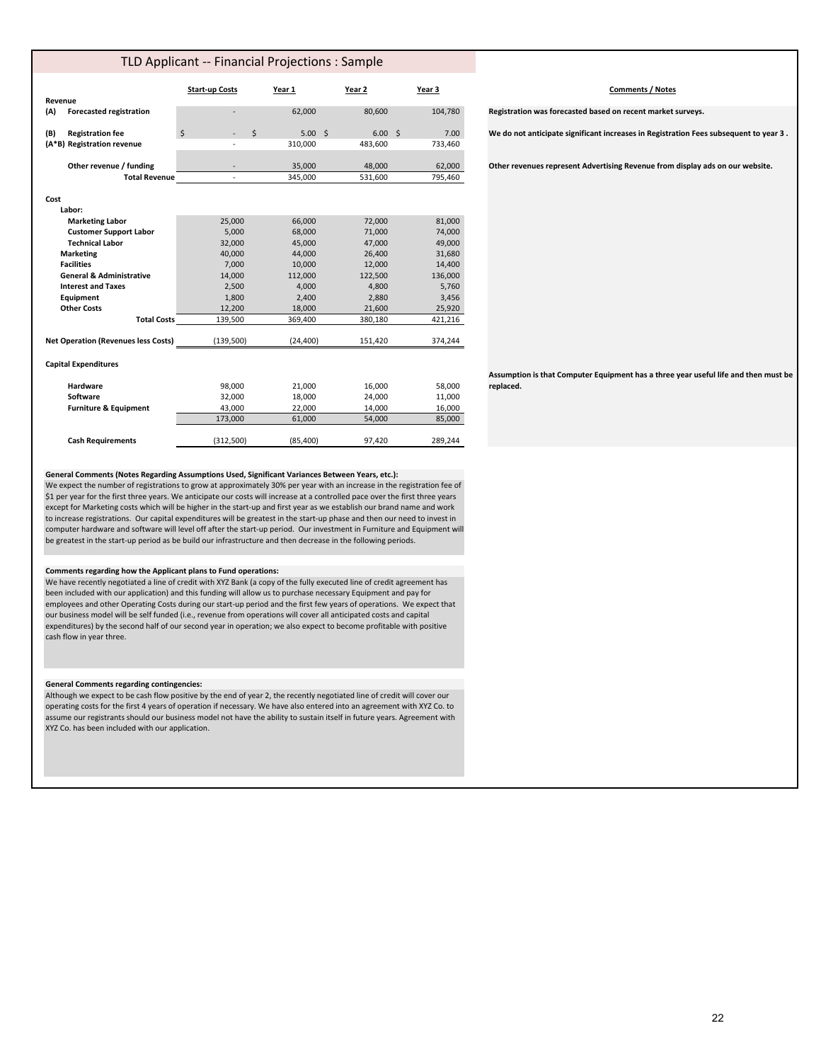## TLD Applicant -- Financial Projections : Sample

| | Start-up Costs | Year 1 | Year 2 | Year 3 | Comments / Notes |
|---|---|---|---|---|---|
| **Revenue** | | | | | |
| **(A) Forecasted registration** | - | 62,000 | 80,600 | 104,780 | **Registration was forecasted based on recent market surveys.** |
| **(B) Registration fee** | $ - | $ 5.00 | $ 6.00 | $ 7.00 | **We do not anticipate significant increases in Registration Fees subsequent to year 3 .** |
| **(A*B) Registration revenue** | - | 310,000 | 483,600 | 733,460 | |
| **Other revenue / funding** | - | 35,000 | 48,000 | 62,000 | **Other revenues represent Advertising Revenue from display ads on our website.** |
| **Total Revenue** | - | 345,000 | 531,600 | 795,460 | |
| **Cost** | | | | | |
| **Labor:** | | | | | |
| **Marketing Labor** | 25,000 | 66,000 | 72,000 | 81,000 | |
| **Customer Support Labor** | 5,000 | 68,000 | 71,000 | 74,000 | |
| **Technical Labor** | 32,000 | 45,000 | 47,000 | 49,000 | |
| **Marketing** | 40,000 | 44,000 | 26,400 | 31,680 | |
| **Facilities** | 7,000 | 10,000 | 12,000 | 14,400 | |
| **General & Administrative** | 14,000 | 112,000 | 122,500 | 136,000 | |
| **Interest and Taxes** | 2,500 | 4,000 | 4,800 | 5,760 | |
| **Equipment** | 1,800 | 2,400 | 2,880 | 3,456 | |
| **Other Costs** | 12,200 | 18,000 | 21,600 | 25,920 | |
| **Total Costs** | 139,500 | 369,400 | 380,180 | 421,216 | |
| **Net Operation (Revenues less Costs)** | (139,500) | (24,400) | 151,420 | 374,244 | |
| **Capital Expenditures** | | | | | |
| **Hardware** | 98,000 | 21,000 | 16,000 | 58,000 | **Assumption is that Computer Equipment has a three year useful life and then must be replaced.** |
| **Software** | 32,000 | 18,000 | 24,000 | 11,000 | |
| **Furniture & Equipment** | 43,000 | 22,000 | 14,000 | 16,000 | |
| | 173,000 | 61,000 | 54,000 | 85,000 | |
| **Cash Requirements** | (312,500) | (85,400) | 97,420 | 289,244 | |

**General Comments (Notes Regarding Assumptions Used, Significant Variances Between Years, etc.):**

We expect the number of registrations to grow at approximately 30% per year with an increase in the registration fee of $1 per year for the first three years. We anticipate our costs will increase at a controlled pace over the first three years except for Marketing costs which will be higher in the start-up and first year as we establish our brand name and work to increase registrations. Our capital expenditures will be greatest in the start-up phase and then our need to invest in computer hardware and software will level off after the start-up period. Our investment in Furniture and Equipment will be greatest in the start-up period as be build our infrastructure and then decrease in the following periods.

**Comments regarding how the Applicant plans to Fund operations:**

We have recently negotiated a line of credit with XYZ Bank (a copy of the fully executed line of credit agreement has been included with our application) and this funding will allow us to purchase necessary Equipment and pay for employees and other Operating Costs during our start-up period and the first few years of operations. We expect that our business model will be self funded (i.e., revenue from operations will cover all anticipated costs and capital expenditures) by the second half of our second year in operation; we also expect to become profitable with positive cash flow in year three.

**General Comments regarding contingencies:**

Although we expect to be cash flow positive by the end of year 2, the recently negotiated line of credit will cover our operating costs for the first 4 years of operation if necessary. We have also entered into an agreement with XYZ Co. to assume our registrants should our business model not have the ability to sustain itself in future years. Agreement with XYZ Co. has been included with our application.